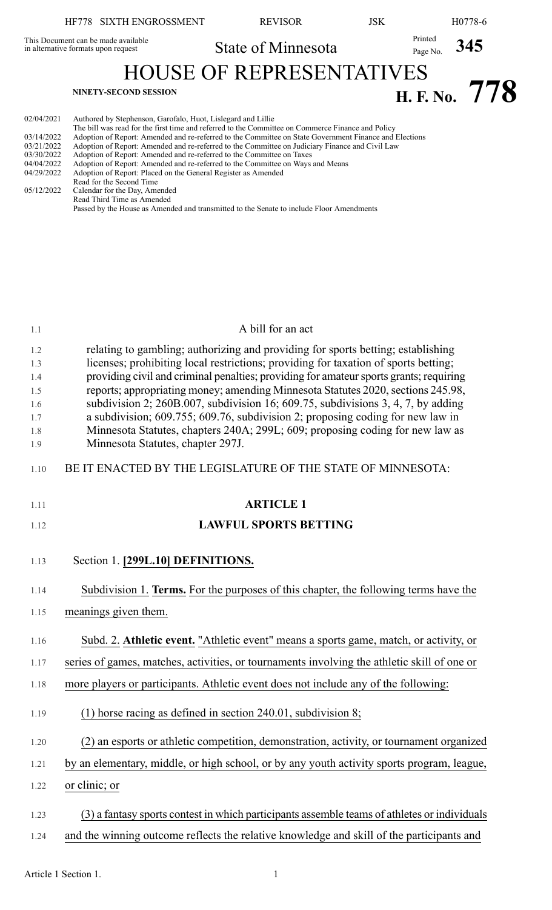This Document can be made available in alternative formats upon request

State of Minnesota

# HOUSE OF REPRESENTATIVES

NINETY-SECOND SESSION

**H. F. No. 778**

02/04/2021 Authored by Stephenson, Garofalo, Huot, Lislegard and Lillie
The bill was read for the first time and referred to the Committee on Commerce Finance and Policy
03/14/2022 Adoption of Report: Amended and re-referred to the Committee on State Government Finance and Elections
03/21/2022 Adoption of Report: Amended and re-referred to the Committee on Judiciary Finance and Civil Law
03/30/2022 Adoption of Report: Amended and re-referred to the Committee on Taxes
04/04/2022 Adoption of Report: Amended and re-referred to the Committee on Ways and Means
04/29/2022 Adoption of Report: Placed on the General Register as Amended
Read for the Second Time
05/12/2022 Calendar for the Day, Amended
Read Third Time as Amended
Passed by the House as Amended and transmitted to the Senate to include Floor Amendments

A bill for an act

relating to gambling; authorizing and providing for sports betting; establishing licenses; prohibiting local restrictions; providing for taxation of sports betting; providing civil and criminal penalties; providing for amateur sports grants; requiring reports; appropriating money; amending Minnesota Statutes 2020, sections 245.98, subdivision 2; 260B.007, subdivision 16; 609.75, subdivisions 3, 4, 7, by adding a subdivision; 609.755; 609.76, subdivision 2; proposing coding for new law in Minnesota Statutes, chapters 240A; 299L; 609; proposing coding for new law as Minnesota Statutes, chapter 297J.

BE IT ENACTED BY THE LEGISLATURE OF THE STATE OF MINNESOTA:

## ARTICLE 1

## LAWFUL SPORTS BETTING

Section 1. **[299L.10] DEFINITIONS.**

Subdivision 1. **Terms.** For the purposes of this chapter, the following terms have the meanings given them.

Subd. 2. **Athletic event.** "Athletic event" means a sports game, match, or activity, or series of games, matches, activities, or tournaments involving the athletic skill of one or more players or participants. Athletic event does not include any of the following:

(1) horse racing as defined in section 240.01, subdivision 8;

(2) an esports or athletic competition, demonstration, activity, or tournament organized by an elementary, middle, or high school, or by any youth activity sports program, league, or clinic; or

(3) a fantasy sports contest in which participants assemble teams of athletes or individuals and the winning outcome reflects the relative knowledge and skill of the participants and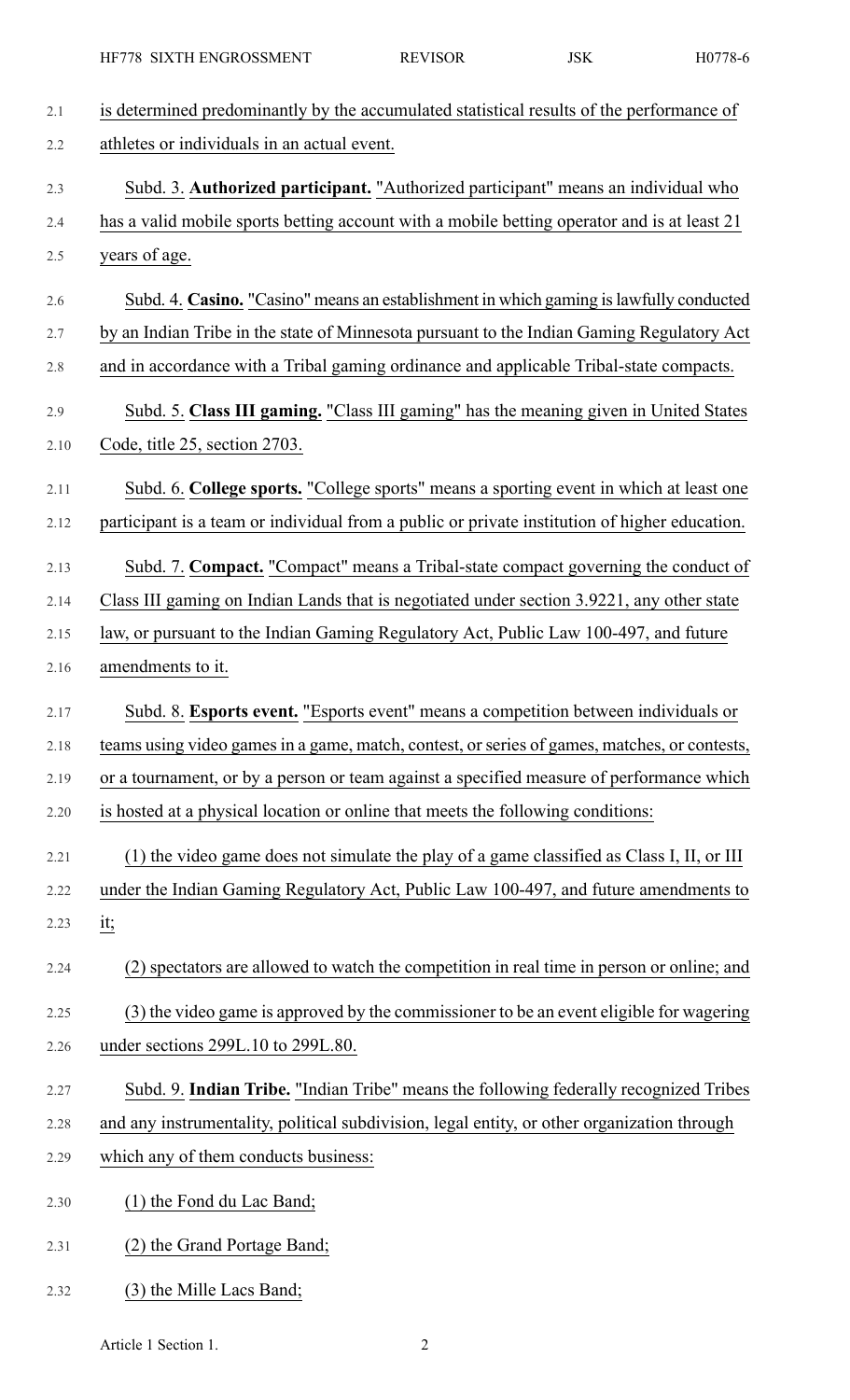is determined predominantly by the accumulated statistical results of the performance of athletes or individuals in an actual event.

Subd. 3. **Authorized participant.** "Authorized participant" means an individual who has a valid mobile sports betting account with a mobile betting operator and is at least 21 years of age.

Subd. 4. **Casino.** "Casino" means an establishment in which gaming is lawfully conducted by an Indian Tribe in the state of Minnesota pursuant to the Indian Gaming Regulatory Act and in accordance with a Tribal gaming ordinance and applicable Tribal-state compacts.

Subd. 5. **Class III gaming.** "Class III gaming" has the meaning given in United States Code, title 25, section 2703.

Subd. 6. **College sports.** "College sports" means a sporting event in which at least one participant is a team or individual from a public or private institution of higher education.

Subd. 7. **Compact.** "Compact" means a Tribal-state compact governing the conduct of Class III gaming on Indian Lands that is negotiated under section 3.9221, any other state law, or pursuant to the Indian Gaming Regulatory Act, Public Law 100-497, and future amendments to it.

Subd. 8. **Esports event.** "Esports event" means a competition between individuals or teams using video games in a game, match, contest, or series of games, matches, or contests, or a tournament, or by a person or team against a specified measure of performance which is hosted at a physical location or online that meets the following conditions:

(1) the video game does not simulate the play of a game classified as Class I, II, or III under the Indian Gaming Regulatory Act, Public Law 100-497, and future amendments to it;

(2) spectators are allowed to watch the competition in real time in person or online; and

(3) the video game is approved by the commissioner to be an event eligible for wagering under sections 299L.10 to 299L.80.

Subd. 9. **Indian Tribe.** "Indian Tribe" means the following federally recognized Tribes and any instrumentality, political subdivision, legal entity, or other organization through which any of them conducts business:

(1) the Fond du Lac Band;

(2) the Grand Portage Band;

(3) the Mille Lacs Band;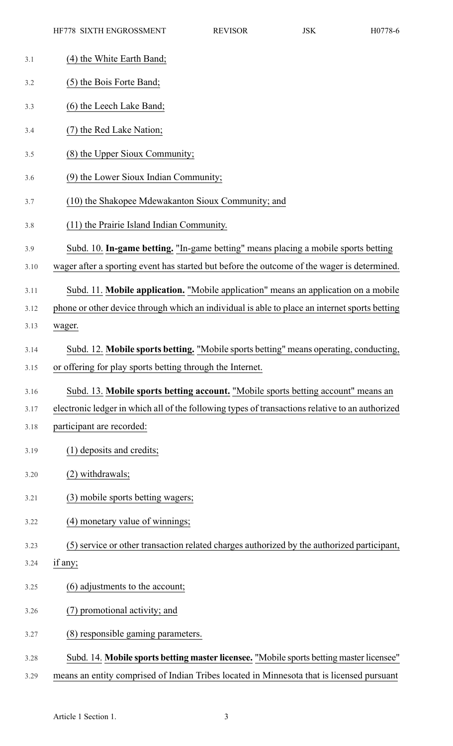(4) the White Earth Band;

(5) the Bois Forte Band;

(6) the Leech Lake Band;

(7) the Red Lake Nation;

(8) the Upper Sioux Community;

(9) the Lower Sioux Indian Community;

(10) the Shakopee Mdewakanton Sioux Community; and

(11) the Prairie Island Indian Community.

Subd. 10. **In-game betting.** "In-game betting" means placing a mobile sports betting wager after a sporting event has started but before the outcome of the wager is determined.

Subd. 11. **Mobile application.** "Mobile application" means an application on a mobile phone or other device through which an individual is able to place an internet sports betting wager.

Subd. 12. **Mobile sports betting.** "Mobile sports betting" means operating, conducting, or offering for play sports betting through the Internet.

Subd. 13. **Mobile sports betting account.** "Mobile sports betting account" means an electronic ledger in which all of the following types of transactions relative to an authorized participant are recorded:

(1) deposits and credits;

(2) withdrawals;

(3) mobile sports betting wagers;

(4) monetary value of winnings;

(5) service or other transaction related charges authorized by the authorized participant, if any;

(6) adjustments to the account;

(7) promotional activity; and

(8) responsible gaming parameters.

Subd. 14. **Mobile sports betting master licensee.** "Mobile sports betting master licensee" means an entity comprised of Indian Tribes located in Minnesota that is licensed pursuant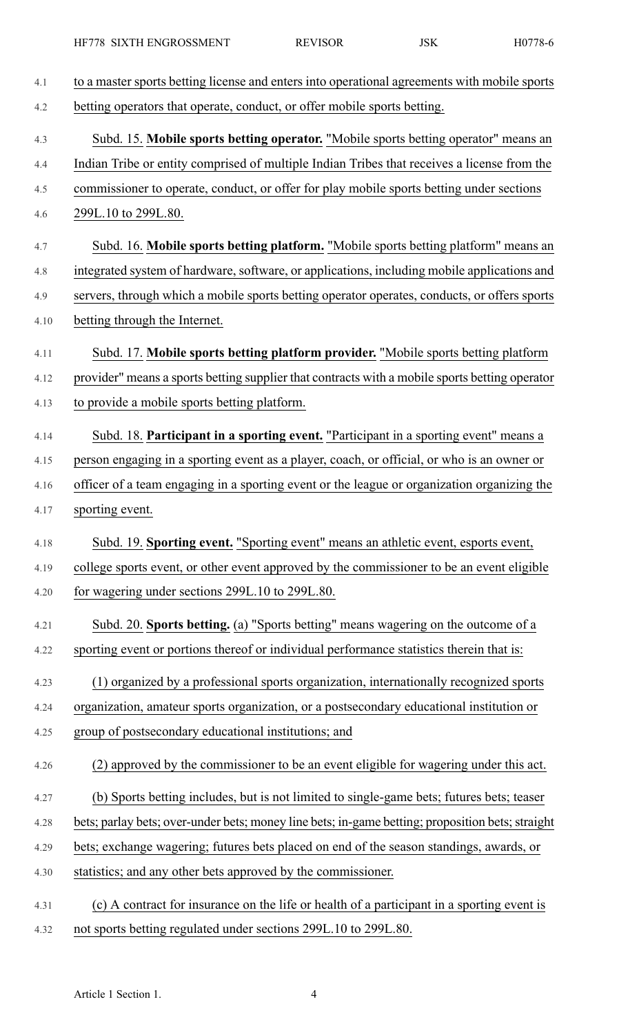to a master sports betting license and enters into operational agreements with mobile sports betting operators that operate, conduct, or offer mobile sports betting.

Subd. 15. **Mobile sports betting operator.** "Mobile sports betting operator" means an Indian Tribe or entity comprised of multiple Indian Tribes that receives a license from the commissioner to operate, conduct, or offer for play mobile sports betting under sections 299L.10 to 299L.80.

Subd. 16. **Mobile sports betting platform.** "Mobile sports betting platform" means an integrated system of hardware, software, or applications, including mobile applications and servers, through which a mobile sports betting operator operates, conducts, or offers sports betting through the Internet.

Subd. 17. **Mobile sports betting platform provider.** "Mobile sports betting platform provider" means a sports betting supplier that contracts with a mobile sports betting operator to provide a mobile sports betting platform.

Subd. 18. **Participant in a sporting event.** "Participant in a sporting event" means a person engaging in a sporting event as a player, coach, or official, or who is an owner or officer of a team engaging in a sporting event or the league or organization organizing the sporting event.

Subd. 19. **Sporting event.** "Sporting event" means an athletic event, esports event, college sports event, or other event approved by the commissioner to be an event eligible for wagering under sections 299L.10 to 299L.80.

Subd. 20. **Sports betting.** (a) "Sports betting" means wagering on the outcome of a sporting event or portions thereof or individual performance statistics therein that is:

(1) organized by a professional sports organization, internationally recognized sports organization, amateur sports organization, or a postsecondary educational institution or group of postsecondary educational institutions; and

(2) approved by the commissioner to be an event eligible for wagering under this act.

(b) Sports betting includes, but is not limited to single-game bets; futures bets; teaser bets; parlay bets; over-under bets; money line bets; in-game betting; proposition bets; straight bets; exchange wagering; futures bets placed on end of the season standings, awards, or statistics; and any other bets approved by the commissioner.

(c) A contract for insurance on the life or health of a participant in a sporting event is not sports betting regulated under sections 299L.10 to 299L.80.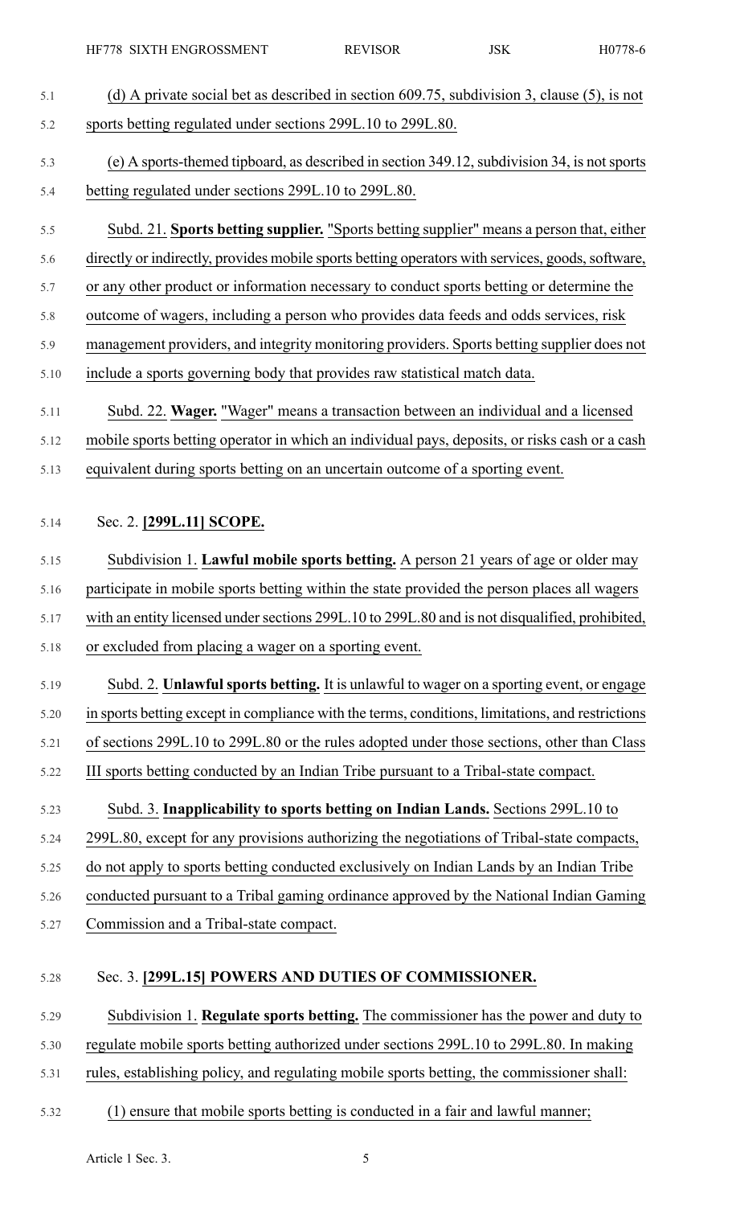(d) A private social bet as described in section 609.75, subdivision 3, clause (5), is not sports betting regulated under sections 299L.10 to 299L.80.

(e) A sports-themed tipboard, as described in section 349.12, subdivision 34, is not sports betting regulated under sections 299L.10 to 299L.80.

Subd. 21. **Sports betting supplier.** "Sports betting supplier" means a person that, either directly or indirectly, provides mobile sports betting operators with services, goods, software, or any other product or information necessary to conduct sports betting or determine the outcome of wagers, including a person who provides data feeds and odds services, risk management providers, and integrity monitoring providers. Sports betting supplier does not include a sports governing body that provides raw statistical match data.

Subd. 22. **Wager.** "Wager" means a transaction between an individual and a licensed mobile sports betting operator in which an individual pays, deposits, or risks cash or a cash equivalent during sports betting on an uncertain outcome of a sporting event.

Sec. 2. **[299L.11] SCOPE.**

Subdivision 1. **Lawful mobile sports betting.** A person 21 years of age or older may participate in mobile sports betting within the state provided the person places all wagers with an entity licensed under sections 299L.10 to 299L.80 and is not disqualified, prohibited, or excluded from placing a wager on a sporting event.

Subd. 2. **Unlawful sports betting.** It is unlawful to wager on a sporting event, or engage in sports betting except in compliance with the terms, conditions, limitations, and restrictions of sections 299L.10 to 299L.80 or the rules adopted under those sections, other than Class III sports betting conducted by an Indian Tribe pursuant to a Tribal-state compact.

Subd. 3. **Inapplicability to sports betting on Indian Lands.** Sections 299L.10 to 299L.80, except for any provisions authorizing the negotiations of Tribal-state compacts, do not apply to sports betting conducted exclusively on Indian Lands by an Indian Tribe conducted pursuant to a Tribal gaming ordinance approved by the National Indian Gaming Commission and a Tribal-state compact.

Sec. 3. **[299L.15] POWERS AND DUTIES OF COMMISSIONER.**

Subdivision 1. **Regulate sports betting.** The commissioner has the power and duty to regulate mobile sports betting authorized under sections 299L.10 to 299L.80. In making rules, establishing policy, and regulating mobile sports betting, the commissioner shall:

(1) ensure that mobile sports betting is conducted in a fair and lawful manner;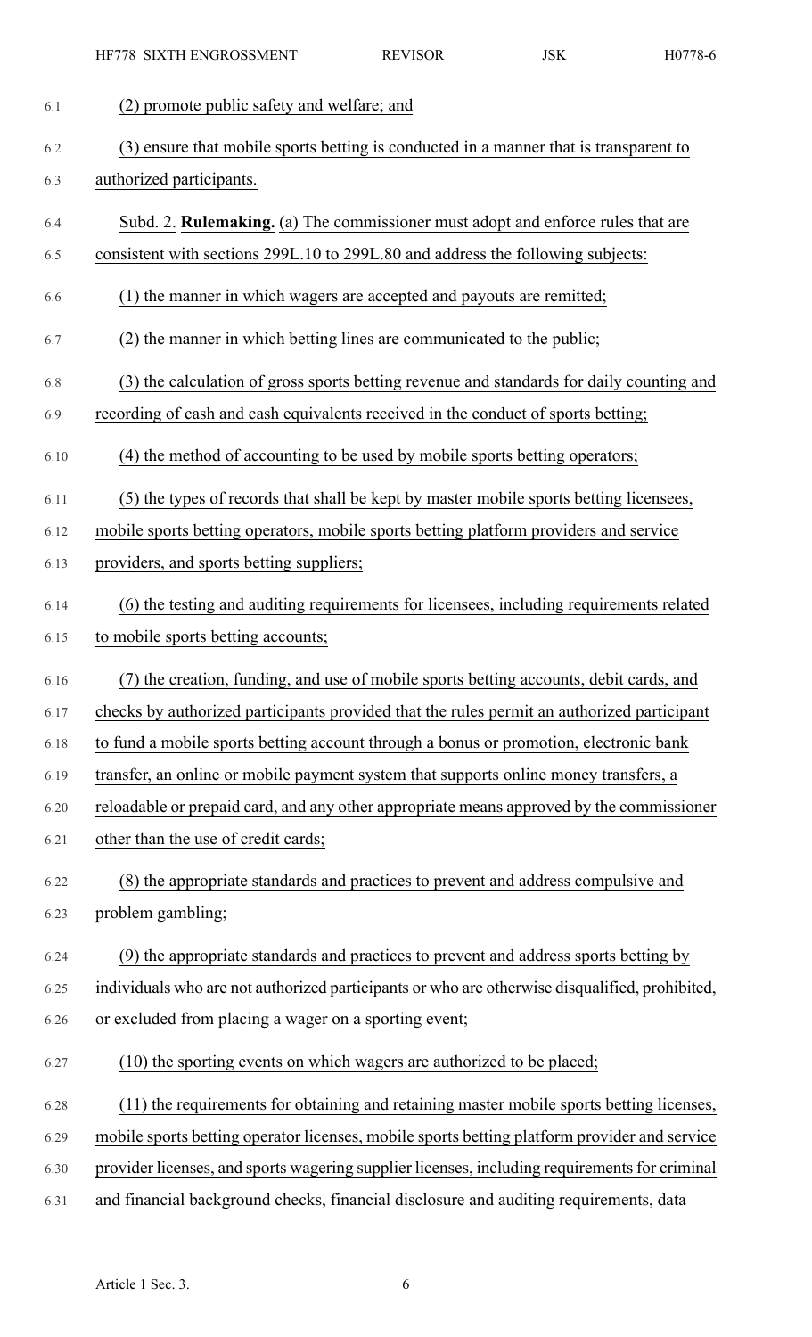(2) promote public safety and welfare; and

(3) ensure that mobile sports betting is conducted in a manner that is transparent to authorized participants.

Subd. 2. **Rulemaking.** (a) The commissioner must adopt and enforce rules that are consistent with sections 299L.10 to 299L.80 and address the following subjects:

(1) the manner in which wagers are accepted and payouts are remitted;

(2) the manner in which betting lines are communicated to the public;

(3) the calculation of gross sports betting revenue and standards for daily counting and recording of cash and cash equivalents received in the conduct of sports betting;

(4) the method of accounting to be used by mobile sports betting operators;

(5) the types of records that shall be kept by master mobile sports betting licensees, mobile sports betting operators, mobile sports betting platform providers and service providers, and sports betting suppliers;

(6) the testing and auditing requirements for licensees, including requirements related to mobile sports betting accounts;

(7) the creation, funding, and use of mobile sports betting accounts, debit cards, and checks by authorized participants provided that the rules permit an authorized participant to fund a mobile sports betting account through a bonus or promotion, electronic bank transfer, an online or mobile payment system that supports online money transfers, a reloadable or prepaid card, and any other appropriate means approved by the commissioner other than the use of credit cards;

(8) the appropriate standards and practices to prevent and address compulsive and problem gambling;

(9) the appropriate standards and practices to prevent and address sports betting by individuals who are not authorized participants or who are otherwise disqualified, prohibited, or excluded from placing a wager on a sporting event;

(10) the sporting events on which wagers are authorized to be placed;

(11) the requirements for obtaining and retaining master mobile sports betting licenses, mobile sports betting operator licenses, mobile sports betting platform provider and service provider licenses, and sports wagering supplier licenses, including requirements for criminal and financial background checks, financial disclosure and auditing requirements, data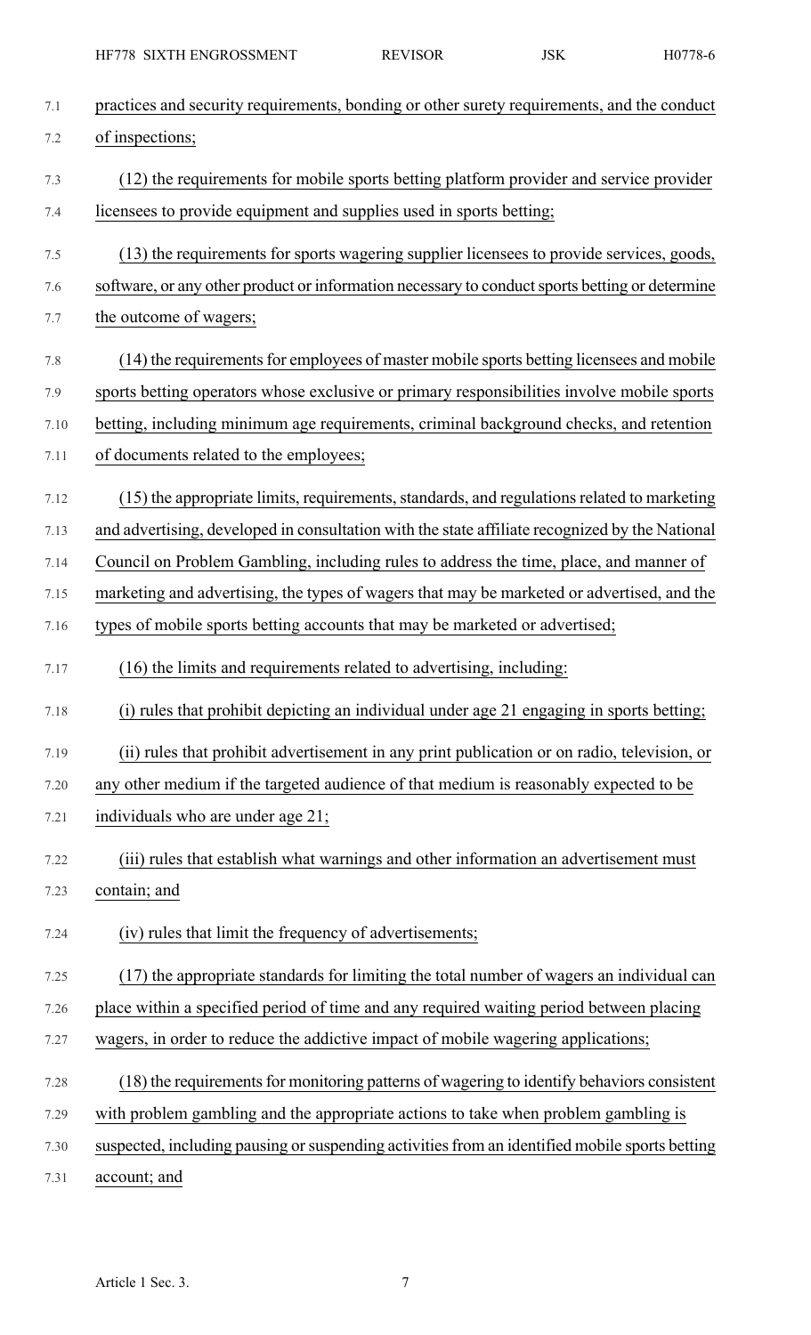practices and security requirements, bonding or other surety requirements, and the conduct of inspections;

(12) the requirements for mobile sports betting platform provider and service provider licensees to provide equipment and supplies used in sports betting;

(13) the requirements for sports wagering supplier licensees to provide services, goods, software, or any other product or information necessary to conduct sports betting or determine the outcome of wagers;

(14) the requirements for employees of master mobile sports betting licensees and mobile sports betting operators whose exclusive or primary responsibilities involve mobile sports betting, including minimum age requirements, criminal background checks, and retention of documents related to the employees;

(15) the appropriate limits, requirements, standards, and regulations related to marketing and advertising, developed in consultation with the state affiliate recognized by the National Council on Problem Gambling, including rules to address the time, place, and manner of marketing and advertising, the types of wagers that may be marketed or advertised, and the types of mobile sports betting accounts that may be marketed or advertised;

(16) the limits and requirements related to advertising, including:

(i) rules that prohibit depicting an individual under age 21 engaging in sports betting;

(ii) rules that prohibit advertisement in any print publication or on radio, television, or any other medium if the targeted audience of that medium is reasonably expected to be individuals who are under age 21;

(iii) rules that establish what warnings and other information an advertisement must contain; and

(iv) rules that limit the frequency of advertisements;

(17) the appropriate standards for limiting the total number of wagers an individual can place within a specified period of time and any required waiting period between placing wagers, in order to reduce the addictive impact of mobile wagering applications;

(18) the requirements for monitoring patterns of wagering to identify behaviors consistent with problem gambling and the appropriate actions to take when problem gambling is suspected, including pausing or suspending activities from an identified mobile sports betting account; and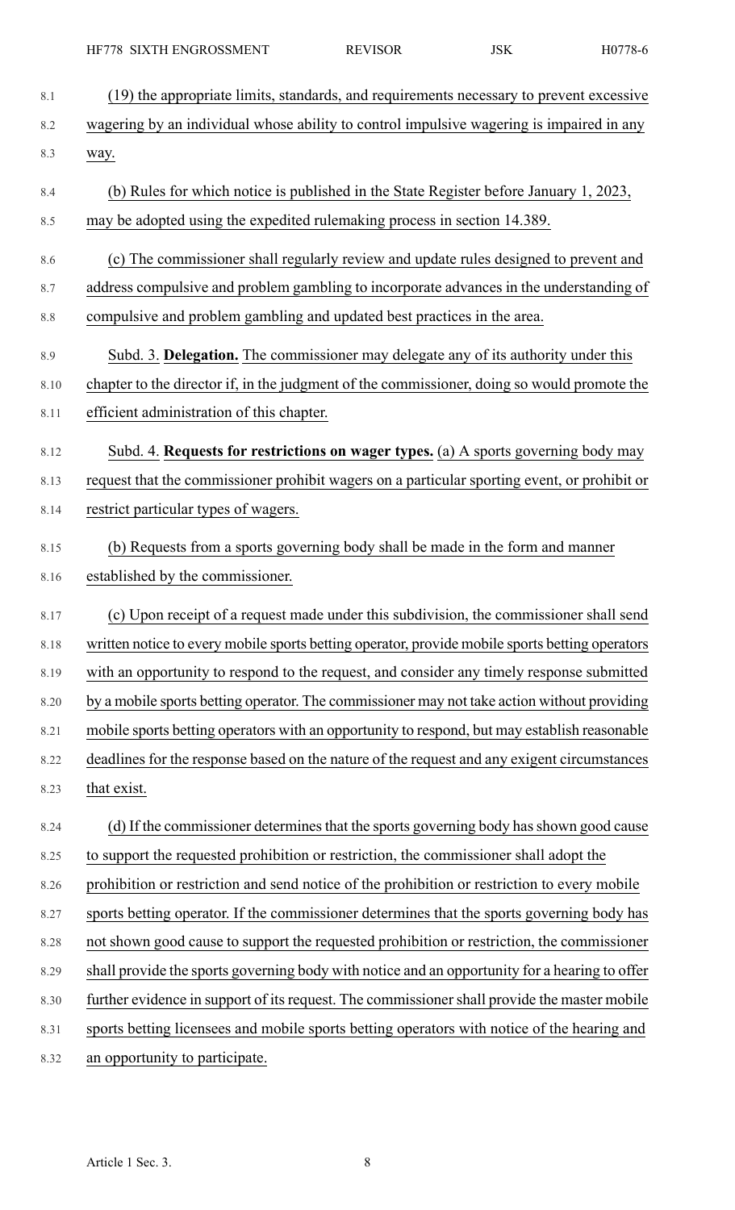(19) the appropriate limits, standards, and requirements necessary to prevent excessive wagering by an individual whose ability to control impulsive wagering is impaired in any way.

(b) Rules for which notice is published in the State Register before January 1, 2023, may be adopted using the expedited rulemaking process in section 14.389.

(c) The commissioner shall regularly review and update rules designed to prevent and address compulsive and problem gambling to incorporate advances in the understanding of compulsive and problem gambling and updated best practices in the area.

Subd. 3. **Delegation.** The commissioner may delegate any of its authority under this chapter to the director if, in the judgment of the commissioner, doing so would promote the efficient administration of this chapter.

Subd. 4. **Requests for restrictions on wager types.** (a) A sports governing body may request that the commissioner prohibit wagers on a particular sporting event, or prohibit or restrict particular types of wagers.

(b) Requests from a sports governing body shall be made in the form and manner established by the commissioner.

(c) Upon receipt of a request made under this subdivision, the commissioner shall send written notice to every mobile sports betting operator, provide mobile sports betting operators with an opportunity to respond to the request, and consider any timely response submitted by a mobile sports betting operator. The commissioner may not take action without providing mobile sports betting operators with an opportunity to respond, but may establish reasonable deadlines for the response based on the nature of the request and any exigent circumstances that exist.

(d) If the commissioner determines that the sports governing body has shown good cause to support the requested prohibition or restriction, the commissioner shall adopt the prohibition or restriction and send notice of the prohibition or restriction to every mobile sports betting operator. If the commissioner determines that the sports governing body has not shown good cause to support the requested prohibition or restriction, the commissioner shall provide the sports governing body with notice and an opportunity for a hearing to offer further evidence in support of its request. The commissioner shall provide the master mobile sports betting licensees and mobile sports betting operators with notice of the hearing and an opportunity to participate.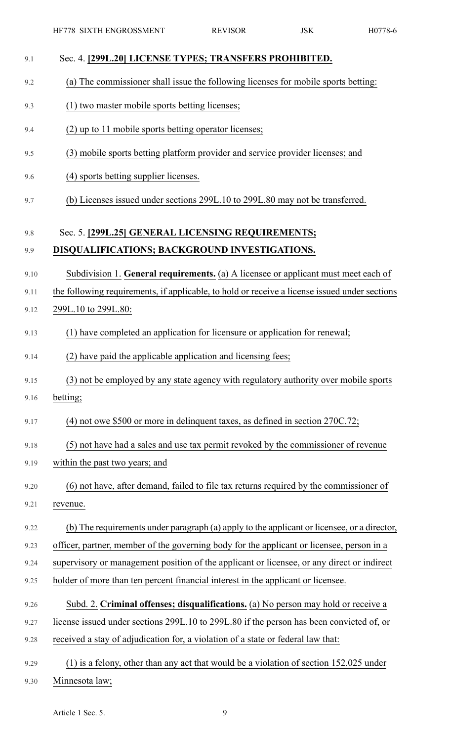Sec. 4. **[299L.20] LICENSE TYPES; TRANSFERS PROHIBITED.**

(a) The commissioner shall issue the following licenses for mobile sports betting:

(1) two master mobile sports betting licenses;

(2) up to 11 mobile sports betting operator licenses;

(3) mobile sports betting platform provider and service provider licenses; and

(4) sports betting supplier licenses.

(b) Licenses issued under sections 299L.10 to 299L.80 may not be transferred.

Sec. 5. **[299L.25] GENERAL LICENSING REQUIREMENTS; DISQUALIFICATIONS; BACKGROUND INVESTIGATIONS.**

Subdivision 1. **General requirements.** (a) A licensee or applicant must meet each of the following requirements, if applicable, to hold or receive a license issued under sections 299L.10 to 299L.80:

(1) have completed an application for licensure or application for renewal;

(2) have paid the applicable application and licensing fees;

(3) not be employed by any state agency with regulatory authority over mobile sports betting;

(4) not owe $500 or more in delinquent taxes, as defined in section 270C.72;

(5) not have had a sales and use tax permit revoked by the commissioner of revenue within the past two years; and

(6) not have, after demand, failed to file tax returns required by the commissioner of revenue.

(b) The requirements under paragraph (a) apply to the applicant or licensee, or a director, officer, partner, member of the governing body for the applicant or licensee, person in a supervisory or management position of the applicant or licensee, or any direct or indirect holder of more than ten percent financial interest in the applicant or licensee.

Subd. 2. **Criminal offenses; disqualifications.** (a) No person may hold or receive a license issued under sections 299L.10 to 299L.80 if the person has been convicted of, or received a stay of adjudication for, a violation of a state or federal law that:

(1) is a felony, other than any act that would be a violation of section 152.025 under Minnesota law;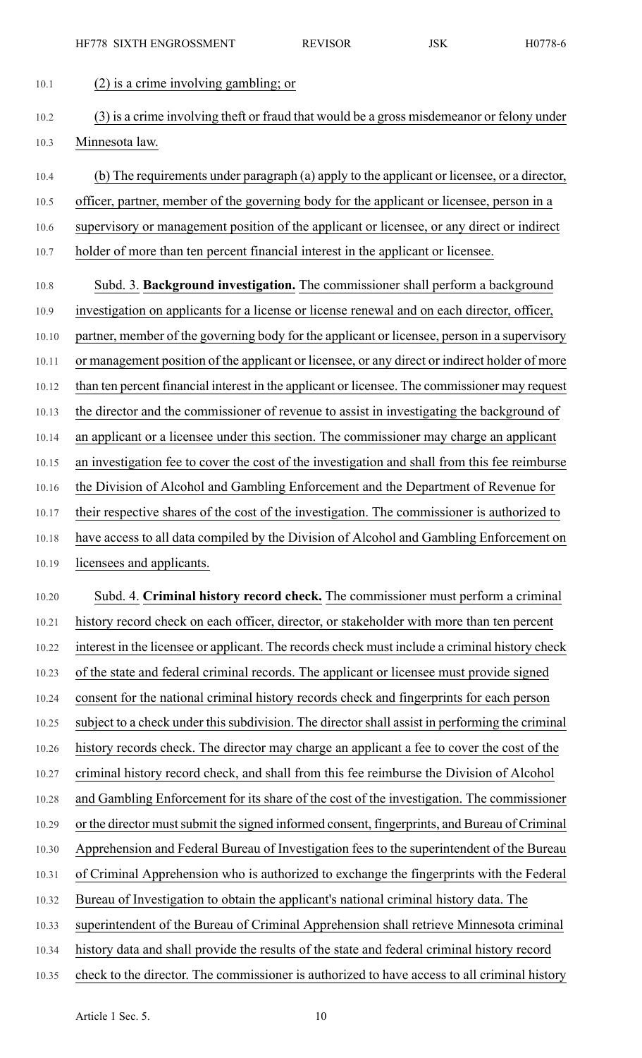(2) is a crime involving gambling; or

(3) is a crime involving theft or fraud that would be a gross misdemeanor or felony under Minnesota law.

(b) The requirements under paragraph (a) apply to the applicant or licensee, or a director, officer, partner, member of the governing body for the applicant or licensee, person in a supervisory or management position of the applicant or licensee, or any direct or indirect holder of more than ten percent financial interest in the applicant or licensee.

Subd. 3. **Background investigation.** The commissioner shall perform a background investigation on applicants for a license or license renewal and on each director, officer, partner, member of the governing body for the applicant or licensee, person in a supervisory or management position of the applicant or licensee, or any direct or indirect holder of more than ten percent financial interest in the applicant or licensee. The commissioner may request the director and the commissioner of revenue to assist in investigating the background of an applicant or a licensee under this section. The commissioner may charge an applicant an investigation fee to cover the cost of the investigation and shall from this fee reimburse the Division of Alcohol and Gambling Enforcement and the Department of Revenue for their respective shares of the cost of the investigation. The commissioner is authorized to have access to all data compiled by the Division of Alcohol and Gambling Enforcement on licensees and applicants.

Subd. 4. **Criminal history record check.** The commissioner must perform a criminal history record check on each officer, director, or stakeholder with more than ten percent interest in the licensee or applicant. The records check must include a criminal history check of the state and federal criminal records. The applicant or licensee must provide signed consent for the national criminal history records check and fingerprints for each person subject to a check under this subdivision. The director shall assist in performing the criminal history records check. The director may charge an applicant a fee to cover the cost of the criminal history record check, and shall from this fee reimburse the Division of Alcohol and Gambling Enforcement for its share of the cost of the investigation. The commissioner or the director must submit the signed informed consent, fingerprints, and Bureau of Criminal Apprehension and Federal Bureau of Investigation fees to the superintendent of the Bureau of Criminal Apprehension who is authorized to exchange the fingerprints with the Federal Bureau of Investigation to obtain the applicant's national criminal history data. The superintendent of the Bureau of Criminal Apprehension shall retrieve Minnesota criminal history data and shall provide the results of the state and federal criminal history record check to the director. The commissioner is authorized to have access to all criminal history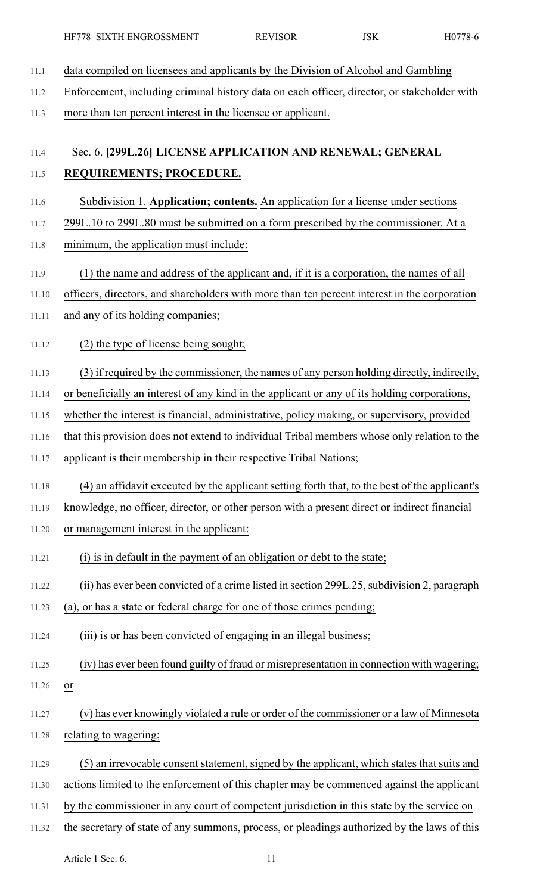data compiled on licensees and applicants by the Division of Alcohol and Gambling Enforcement, including criminal history data on each officer, director, or stakeholder with more than ten percent interest in the licensee or applicant.

Sec. 6. **[299L.26] LICENSE APPLICATION AND RENEWAL; GENERAL REQUIREMENTS; PROCEDURE.**

Subdivision 1. **Application; contents.** An application for a license under sections 299L.10 to 299L.80 must be submitted on a form prescribed by the commissioner. At a minimum, the application must include:

(1) the name and address of the applicant and, if it is a corporation, the names of all officers, directors, and shareholders with more than ten percent interest in the corporation and any of its holding companies;

(2) the type of license being sought;

(3) if required by the commissioner, the names of any person holding directly, indirectly, or beneficially an interest of any kind in the applicant or any of its holding corporations, whether the interest is financial, administrative, policy making, or supervisory, provided that this provision does not extend to individual Tribal members whose only relation to the applicant is their membership in their respective Tribal Nations;

(4) an affidavit executed by the applicant setting forth that, to the best of the applicant's knowledge, no officer, director, or other person with a present direct or indirect financial or management interest in the applicant:

(i) is in default in the payment of an obligation or debt to the state;

(ii) has ever been convicted of a crime listed in section 299L.25, subdivision 2, paragraph (a), or has a state or federal charge for one of those crimes pending;

(iii) is or has been convicted of engaging in an illegal business;

(iv) has ever been found guilty of fraud or misrepresentation in connection with wagering; or

(v) has ever knowingly violated a rule or order of the commissioner or a law of Minnesota relating to wagering;

(5) an irrevocable consent statement, signed by the applicant, which states that suits and actions limited to the enforcement of this chapter may be commenced against the applicant by the commissioner in any court of competent jurisdiction in this state by the service on the secretary of state of any summons, process, or pleadings authorized by the laws of this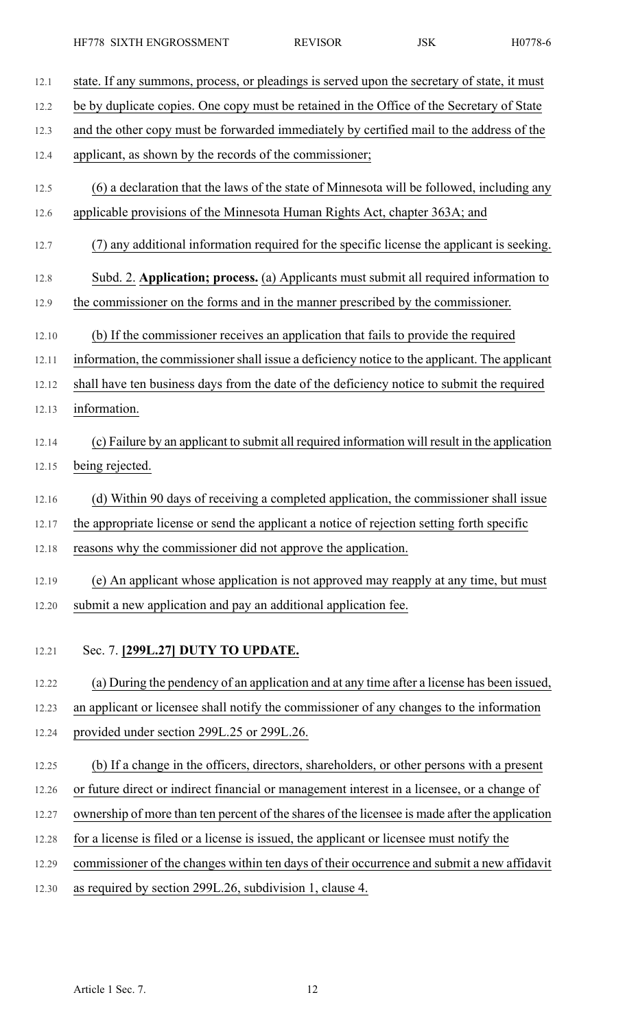state. If any summons, process, or pleadings is served upon the secretary of state, it must be by duplicate copies. One copy must be retained in the Office of the Secretary of State and the other copy must be forwarded immediately by certified mail to the address of the applicant, as shown by the records of the commissioner;

(6) a declaration that the laws of the state of Minnesota will be followed, including any applicable provisions of the Minnesota Human Rights Act, chapter 363A; and

(7) any additional information required for the specific license the applicant is seeking.

Subd. 2. **Application; process.** (a) Applicants must submit all required information to the commissioner on the forms and in the manner prescribed by the commissioner.

(b) If the commissioner receives an application that fails to provide the required information, the commissioner shall issue a deficiency notice to the applicant. The applicant shall have ten business days from the date of the deficiency notice to submit the required information.

(c) Failure by an applicant to submit all required information will result in the application being rejected.

(d) Within 90 days of receiving a completed application, the commissioner shall issue the appropriate license or send the applicant a notice of rejection setting forth specific reasons why the commissioner did not approve the application.

(e) An applicant whose application is not approved may reapply at any time, but must submit a new application and pay an additional application fee.

Sec. 7. **[299L.27] DUTY TO UPDATE.**

(a) During the pendency of an application and at any time after a license has been issued, an applicant or licensee shall notify the commissioner of any changes to the information provided under section 299L.25 or 299L.26.

(b) If a change in the officers, directors, shareholders, or other persons with a present or future direct or indirect financial or management interest in a licensee, or a change of ownership of more than ten percent of the shares of the licensee is made after the application for a license is filed or a license is issued, the applicant or licensee must notify the commissioner of the changes within ten days of their occurrence and submit a new affidavit as required by section 299L.26, subdivision 1, clause 4.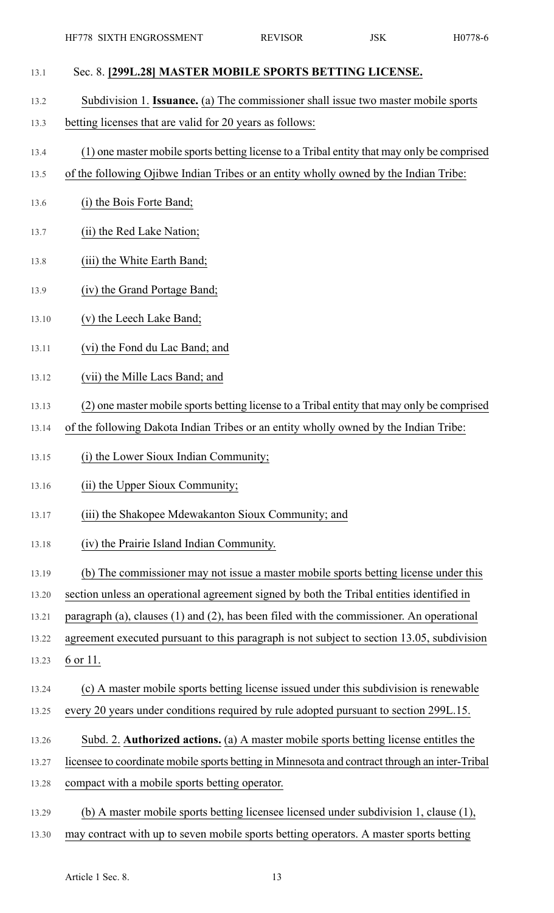Sec. 8. **[299L.28] MASTER MOBILE SPORTS BETTING LICENSE.**

Subdivision 1. **Issuance.** (a) The commissioner shall issue two master mobile sports betting licenses that are valid for 20 years as follows:

(1) one master mobile sports betting license to a Tribal entity that may only be comprised of the following Ojibwe Indian Tribes or an entity wholly owned by the Indian Tribe:

(i) the Bois Forte Band;

(ii) the Red Lake Nation;

(iii) the White Earth Band;

(iv) the Grand Portage Band;

(v) the Leech Lake Band;

(vi) the Fond du Lac Band; and

(vii) the Mille Lacs Band; and

(2) one master mobile sports betting license to a Tribal entity that may only be comprised of the following Dakota Indian Tribes or an entity wholly owned by the Indian Tribe:

(i) the Lower Sioux Indian Community;

(ii) the Upper Sioux Community;

(iii) the Shakopee Mdewakanton Sioux Community; and

(iv) the Prairie Island Indian Community.

(b) The commissioner may not issue a master mobile sports betting license under this section unless an operational agreement signed by both the Tribal entities identified in paragraph (a), clauses (1) and (2), has been filed with the commissioner. An operational agreement executed pursuant to this paragraph is not subject to section 13.05, subdivision 6 or 11.

(c) A master mobile sports betting license issued under this subdivision is renewable every 20 years under conditions required by rule adopted pursuant to section 299L.15.

Subd. 2. **Authorized actions.** (a) A master mobile sports betting license entitles the licensee to coordinate mobile sports betting in Minnesota and contract through an inter-Tribal compact with a mobile sports betting operator.

(b) A master mobile sports betting licensee licensed under subdivision 1, clause (1), may contract with up to seven mobile sports betting operators. A master sports betting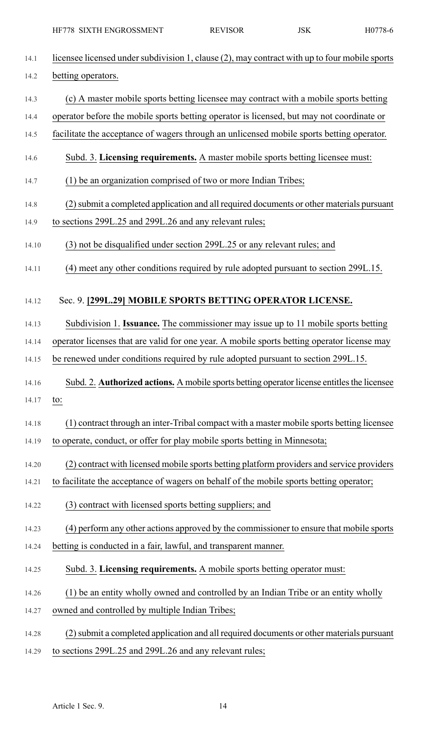licensee licensed under subdivision 1, clause (2), may contract with up to four mobile sports betting operators.

(c) A master mobile sports betting licensee may contract with a mobile sports betting operator before the mobile sports betting operator is licensed, but may not coordinate or facilitate the acceptance of wagers through an unlicensed mobile sports betting operator.

Subd. 3. **Licensing requirements.** A master mobile sports betting licensee must:

(1) be an organization comprised of two or more Indian Tribes;

(2) submit a completed application and all required documents or other materials pursuant to sections 299L.25 and 299L.26 and any relevant rules;

(3) not be disqualified under section 299L.25 or any relevant rules; and

(4) meet any other conditions required by rule adopted pursuant to section 299L.15.

Sec. 9. **[299L.29] MOBILE SPORTS BETTING OPERATOR LICENSE.**

Subdivision 1. **Issuance.** The commissioner may issue up to 11 mobile sports betting operator licenses that are valid for one year. A mobile sports betting operator license may be renewed under conditions required by rule adopted pursuant to section 299L.15.

Subd. 2. **Authorized actions.** A mobile sports betting operator license entitles the licensee to:

(1) contract through an inter-Tribal compact with a master mobile sports betting licensee to operate, conduct, or offer for play mobile sports betting in Minnesota;

(2) contract with licensed mobile sports betting platform providers and service providers to facilitate the acceptance of wagers on behalf of the mobile sports betting operator;

(3) contract with licensed sports betting suppliers; and

(4) perform any other actions approved by the commissioner to ensure that mobile sports betting is conducted in a fair, lawful, and transparent manner.

Subd. 3. **Licensing requirements.** A mobile sports betting operator must:

(1) be an entity wholly owned and controlled by an Indian Tribe or an entity wholly owned and controlled by multiple Indian Tribes;

(2) submit a completed application and all required documents or other materials pursuant to sections 299L.25 and 299L.26 and any relevant rules;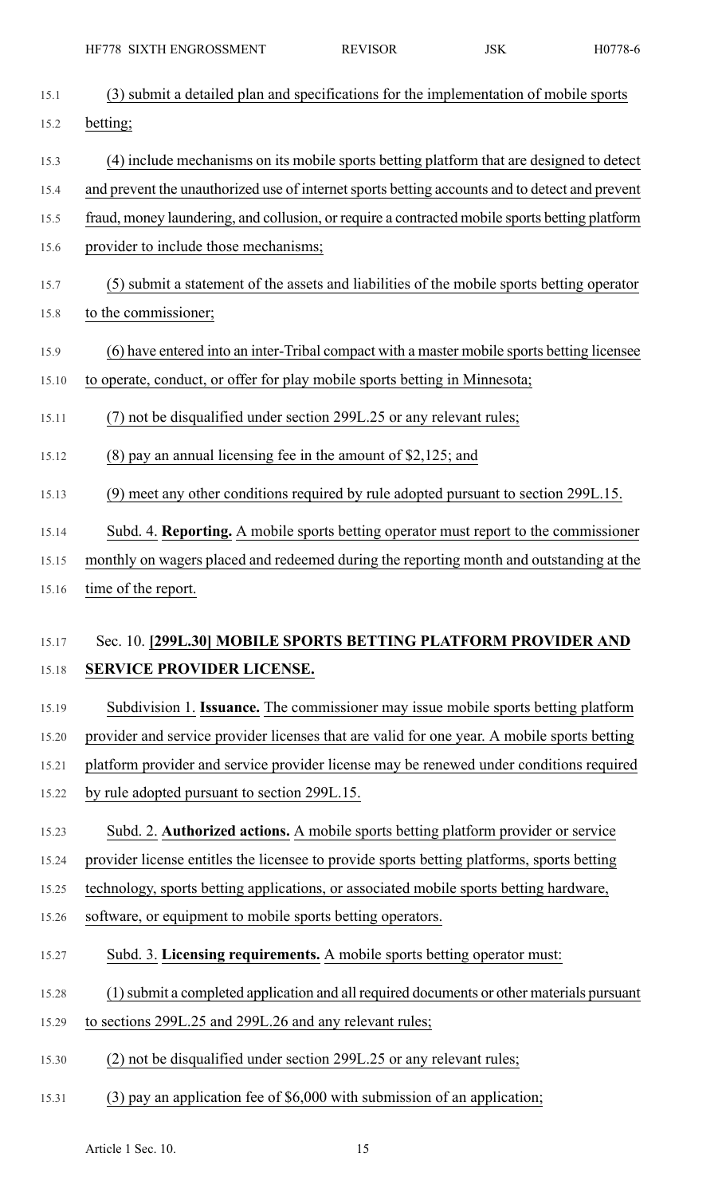(3) submit a detailed plan and specifications for the implementation of mobile sports betting;

(4) include mechanisms on its mobile sports betting platform that are designed to detect and prevent the unauthorized use of internet sports betting accounts and to detect and prevent fraud, money laundering, and collusion, or require a contracted mobile sports betting platform provider to include those mechanisms;

(5) submit a statement of the assets and liabilities of the mobile sports betting operator to the commissioner;

(6) have entered into an inter-Tribal compact with a master mobile sports betting licensee to operate, conduct, or offer for play mobile sports betting in Minnesota;

(7) not be disqualified under section 299L.25 or any relevant rules;

(8) pay an annual licensing fee in the amount of $2,125; and

(9) meet any other conditions required by rule adopted pursuant to section 299L.15.

Subd. 4. **Reporting.** A mobile sports betting operator must report to the commissioner monthly on wagers placed and redeemed during the reporting month and outstanding at the time of the report.

## Sec. 10. [299L.30] MOBILE SPORTS BETTING PLATFORM PROVIDER AND SERVICE PROVIDER LICENSE.

Subdivision 1. **Issuance.** The commissioner may issue mobile sports betting platform provider and service provider licenses that are valid for one year. A mobile sports betting platform provider and service provider license may be renewed under conditions required by rule adopted pursuant to section 299L.15.

Subd. 2. **Authorized actions.** A mobile sports betting platform provider or service provider license entitles the licensee to provide sports betting platforms, sports betting technology, sports betting applications, or associated mobile sports betting hardware, software, or equipment to mobile sports betting operators.

Subd. 3. **Licensing requirements.** A mobile sports betting operator must:

(1) submit a completed application and all required documents or other materials pursuant to sections 299L.25 and 299L.26 and any relevant rules;

(2) not be disqualified under section 299L.25 or any relevant rules;

(3) pay an application fee of $6,000 with submission of an application;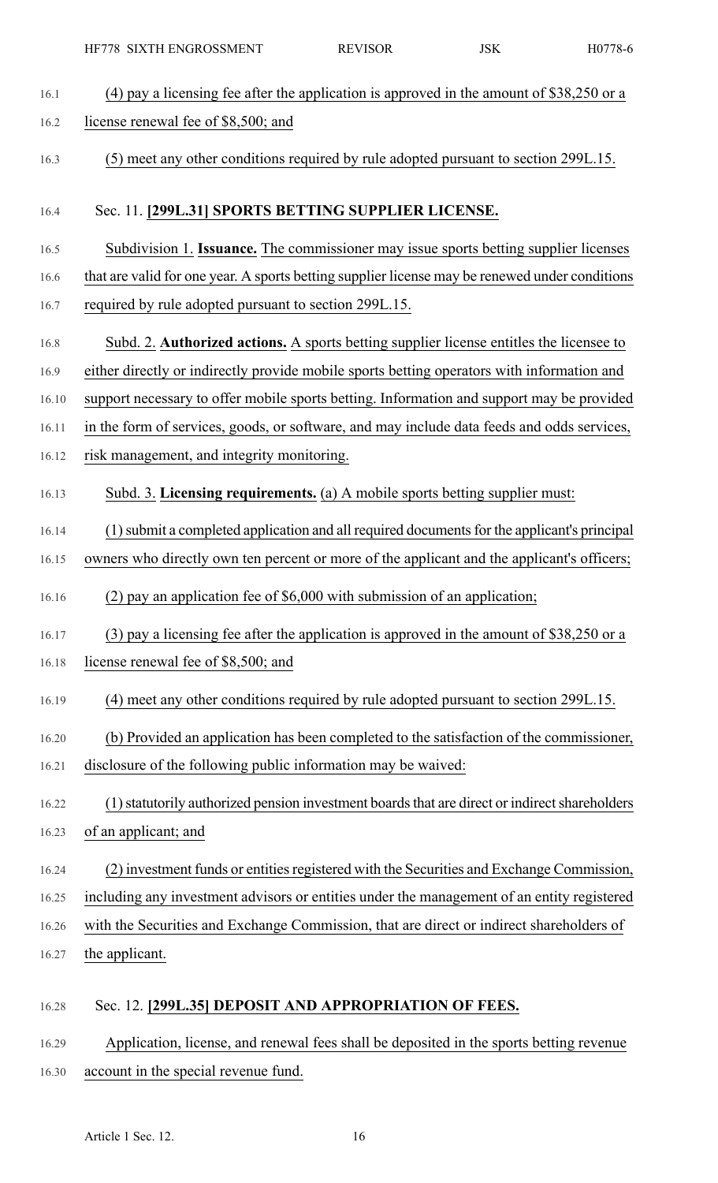(4) pay a licensing fee after the application is approved in the amount of $38,250 or a license renewal fee of $8,500; and

(5) meet any other conditions required by rule adopted pursuant to section 299L.15.

Sec. 11. **[299L.31] SPORTS BETTING SUPPLIER LICENSE.**

Subdivision 1. **Issuance.** The commissioner may issue sports betting supplier licenses that are valid for one year. A sports betting supplier license may be renewed under conditions required by rule adopted pursuant to section 299L.15.

Subd. 2. **Authorized actions.** A sports betting supplier license entitles the licensee to either directly or indirectly provide mobile sports betting operators with information and support necessary to offer mobile sports betting. Information and support may be provided in the form of services, goods, or software, and may include data feeds and odds services, risk management, and integrity monitoring.

Subd. 3. **Licensing requirements.** (a) A mobile sports betting supplier must:

(1) submit a completed application and all required documents for the applicant's principal owners who directly own ten percent or more of the applicant and the applicant's officers;

(2) pay an application fee of $6,000 with submission of an application;

(3) pay a licensing fee after the application is approved in the amount of $38,250 or a license renewal fee of $8,500; and

(4) meet any other conditions required by rule adopted pursuant to section 299L.15.

(b) Provided an application has been completed to the satisfaction of the commissioner, disclosure of the following public information may be waived:

(1) statutorily authorized pension investment boards that are direct or indirect shareholders of an applicant; and

(2) investment funds or entities registered with the Securities and Exchange Commission, including any investment advisors or entities under the management of an entity registered with the Securities and Exchange Commission, that are direct or indirect shareholders of the applicant.

Sec. 12. **[299L.35] DEPOSIT AND APPROPRIATION OF FEES.**

Application, license, and renewal fees shall be deposited in the sports betting revenue account in the special revenue fund.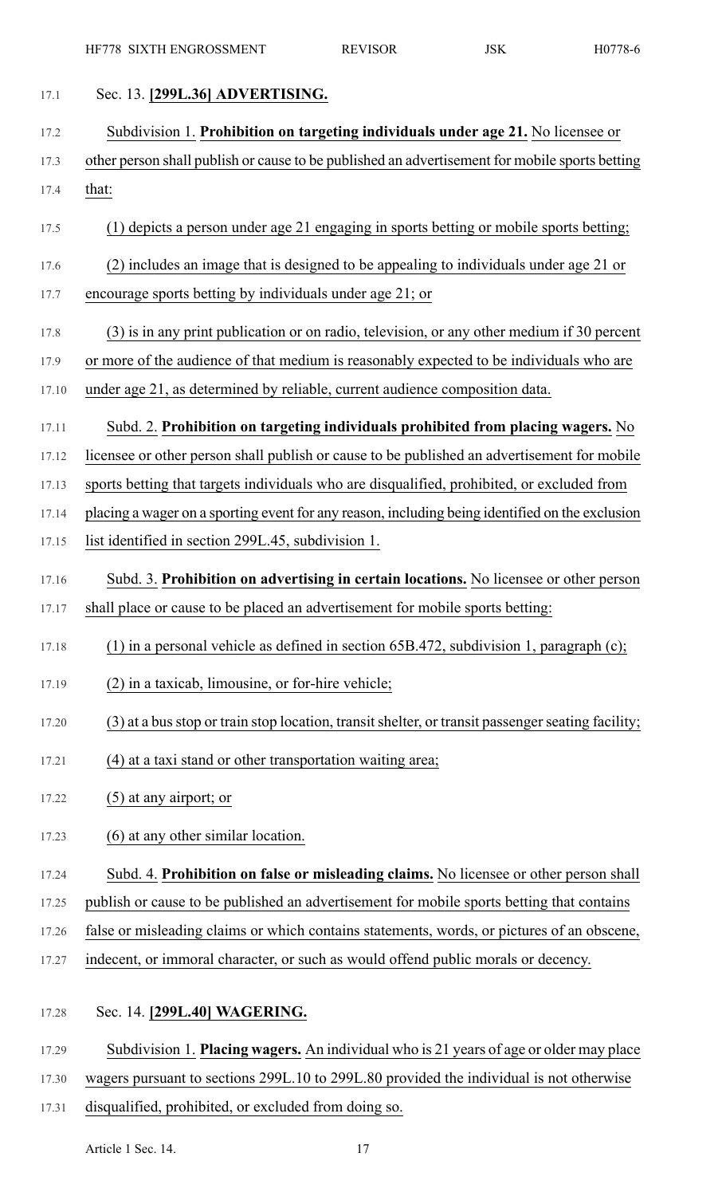## Sec. 13. [299L.36] ADVERTISING.

**Subdivision 1. Prohibition on targeting individuals under age 21.** No licensee or other person shall publish or cause to be published an advertisement for mobile sports betting that:

(1) depicts a person under age 21 engaging in sports betting or mobile sports betting;

(2) includes an image that is designed to be appealing to individuals under age 21 or encourage sports betting by individuals under age 21; or

(3) is in any print publication or on radio, television, or any other medium if 30 percent or more of the audience of that medium is reasonably expected to be individuals who are under age 21, as determined by reliable, current audience composition data.

**Subd. 2. Prohibition on targeting individuals prohibited from placing wagers.** No licensee or other person shall publish or cause to be published an advertisement for mobile sports betting that targets individuals who are disqualified, prohibited, or excluded from placing a wager on a sporting event for any reason, including being identified on the exclusion list identified in section 299L.45, subdivision 1.

**Subd. 3. Prohibition on advertising in certain locations.** No licensee or other person shall place or cause to be placed an advertisement for mobile sports betting:

(1) in a personal vehicle as defined in section 65B.472, subdivision 1, paragraph (c);

(2) in a taxicab, limousine, or for-hire vehicle;

(3) at a bus stop or train stop location, transit shelter, or transit passenger seating facility;

(4) at a taxi stand or other transportation waiting area;

(5) at any airport; or

(6) at any other similar location.

**Subd. 4. Prohibition on false or misleading claims.** No licensee or other person shall publish or cause to be published an advertisement for mobile sports betting that contains false or misleading claims or which contains statements, words, or pictures of an obscene, indecent, or immoral character, or such as would offend public morals or decency.

## Sec. 14. [299L.40] WAGERING.

**Subdivision 1. Placing wagers.** An individual who is 21 years of age or older may place wagers pursuant to sections 299L.10 to 299L.80 provided the individual is not otherwise disqualified, prohibited, or excluded from doing so.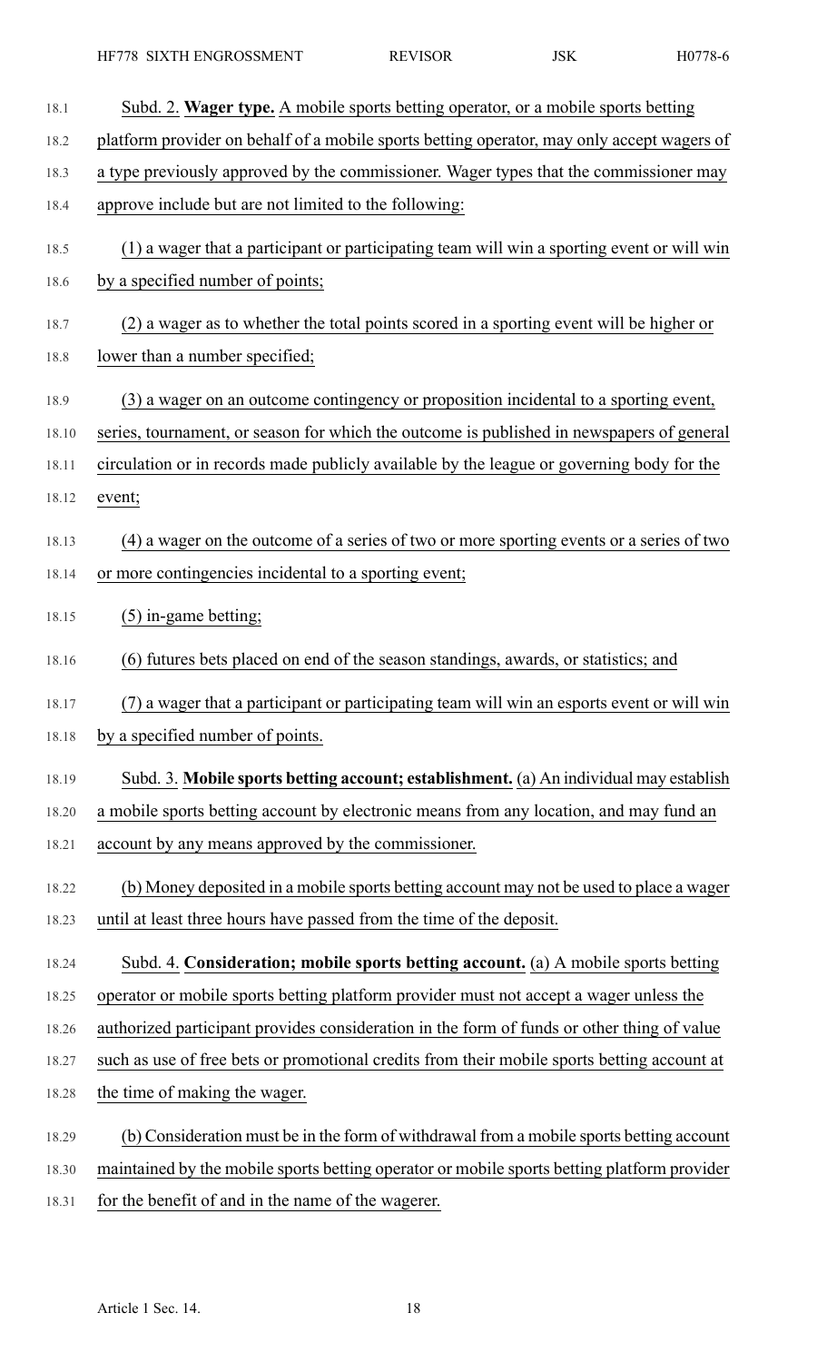Subd. 2. **Wager type.** A mobile sports betting operator, or a mobile sports betting platform provider on behalf of a mobile sports betting operator, may only accept wagers of a type previously approved by the commissioner. Wager types that the commissioner may approve include but are not limited to the following:

(1) a wager that a participant or participating team will win a sporting event or will win by a specified number of points;

(2) a wager as to whether the total points scored in a sporting event will be higher or lower than a number specified;

(3) a wager on an outcome contingency or proposition incidental to a sporting event, series, tournament, or season for which the outcome is published in newspapers of general circulation or in records made publicly available by the league or governing body for the event;

(4) a wager on the outcome of a series of two or more sporting events or a series of two or more contingencies incidental to a sporting event;

(5) in-game betting;

(6) futures bets placed on end of the season standings, awards, or statistics; and

(7) a wager that a participant or participating team will win an esports event or will win by a specified number of points.

Subd. 3. **Mobile sports betting account; establishment.** (a) An individual may establish a mobile sports betting account by electronic means from any location, and may fund an account by any means approved by the commissioner.

(b) Money deposited in a mobile sports betting account may not be used to place a wager until at least three hours have passed from the time of the deposit.

Subd. 4. **Consideration; mobile sports betting account.** (a) A mobile sports betting operator or mobile sports betting platform provider must not accept a wager unless the authorized participant provides consideration in the form of funds or other thing of value such as use of free bets or promotional credits from their mobile sports betting account at the time of making the wager.

(b) Consideration must be in the form of withdrawal from a mobile sports betting account maintained by the mobile sports betting operator or mobile sports betting platform provider for the benefit of and in the name of the wagerer.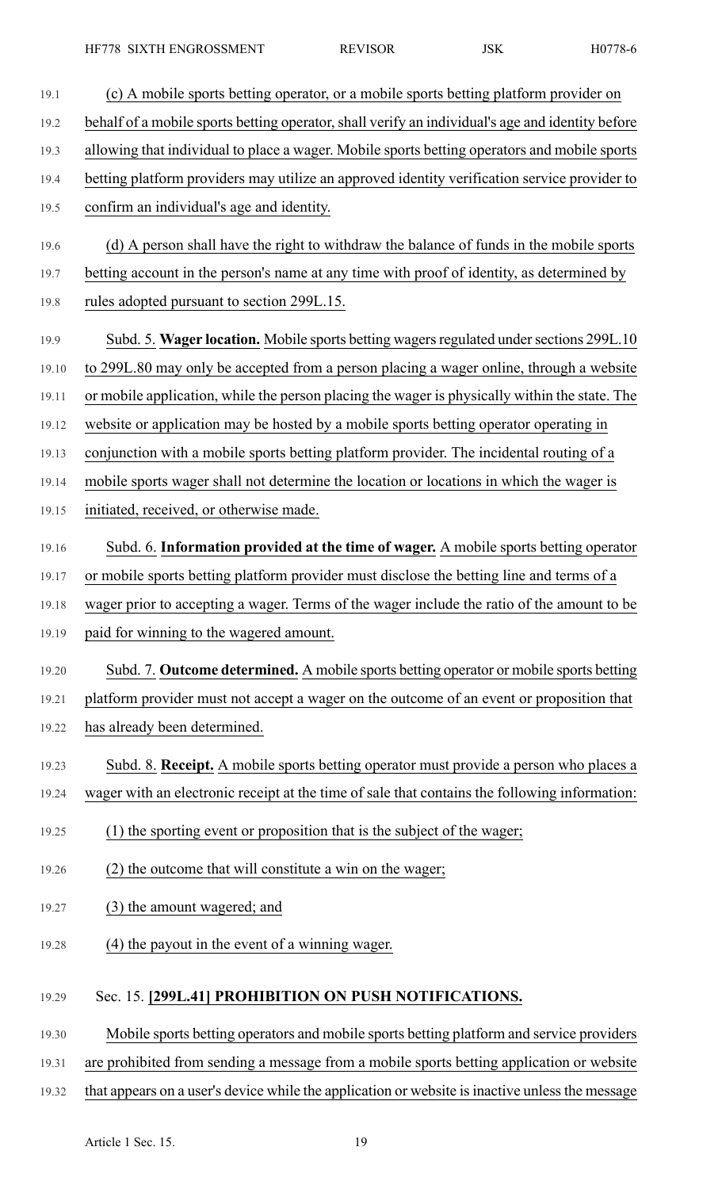(c) A mobile sports betting operator, or a mobile sports betting platform provider on behalf of a mobile sports betting operator, shall verify an individual's age and identity before allowing that individual to place a wager. Mobile sports betting operators and mobile sports betting platform providers may utilize an approved identity verification service provider to confirm an individual's age and identity.

(d) A person shall have the right to withdraw the balance of funds in the mobile sports betting account in the person's name at any time with proof of identity, as determined by rules adopted pursuant to section 299L.15.

Subd. 5. **Wager location.** Mobile sports betting wagers regulated under sections 299L.10 to 299L.80 may only be accepted from a person placing a wager online, through a website or mobile application, while the person placing the wager is physically within the state. The website or application may be hosted by a mobile sports betting operator operating in conjunction with a mobile sports betting platform provider. The incidental routing of a mobile sports wager shall not determine the location or locations in which the wager is initiated, received, or otherwise made.

Subd. 6. **Information provided at the time of wager.** A mobile sports betting operator or mobile sports betting platform provider must disclose the betting line and terms of a wager prior to accepting a wager. Terms of the wager include the ratio of the amount to be paid for winning to the wagered amount.

Subd. 7. **Outcome determined.** A mobile sports betting operator or mobile sports betting platform provider must not accept a wager on the outcome of an event or proposition that has already been determined.

Subd. 8. **Receipt.** A mobile sports betting operator must provide a person who places a wager with an electronic receipt at the time of sale that contains the following information:

(1) the sporting event or proposition that is the subject of the wager;

(2) the outcome that will constitute a win on the wager;

(3) the amount wagered; and

(4) the payout in the event of a winning wager.

Sec. 15. **[299L.41] PROHIBITION ON PUSH NOTIFICATIONS.**

Mobile sports betting operators and mobile sports betting platform and service providers are prohibited from sending a message from a mobile sports betting application or website that appears on a user's device while the application or website is inactive unless the message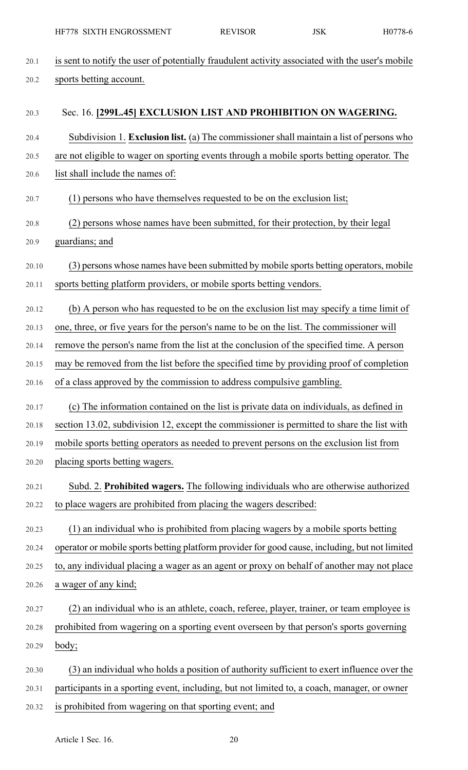is sent to notify the user of potentially fraudulent activity associated with the user's mobile sports betting account.

Sec. 16. **[299L.45] EXCLUSION LIST AND PROHIBITION ON WAGERING.**

Subdivision 1. **Exclusion list.** (a) The commissioner shall maintain a list of persons who are not eligible to wager on sporting events through a mobile sports betting operator. The list shall include the names of:

(1) persons who have themselves requested to be on the exclusion list;

(2) persons whose names have been submitted, for their protection, by their legal guardians; and

(3) persons whose names have been submitted by mobile sports betting operators, mobile sports betting platform providers, or mobile sports betting vendors.

(b) A person who has requested to be on the exclusion list may specify a time limit of one, three, or five years for the person's name to be on the list. The commissioner will remove the person's name from the list at the conclusion of the specified time. A person may be removed from the list before the specified time by providing proof of completion of a class approved by the commission to address compulsive gambling.

(c) The information contained on the list is private data on individuals, as defined in section 13.02, subdivision 12, except the commissioner is permitted to share the list with mobile sports betting operators as needed to prevent persons on the exclusion list from placing sports betting wagers.

Subd. 2. **Prohibited wagers.** The following individuals who are otherwise authorized to place wagers are prohibited from placing the wagers described:

(1) an individual who is prohibited from placing wagers by a mobile sports betting operator or mobile sports betting platform provider for good cause, including, but not limited to, any individual placing a wager as an agent or proxy on behalf of another may not place a wager of any kind;

(2) an individual who is an athlete, coach, referee, player, trainer, or team employee is prohibited from wagering on a sporting event overseen by that person's sports governing body;

(3) an individual who holds a position of authority sufficient to exert influence over the participants in a sporting event, including, but not limited to, a coach, manager, or owner is prohibited from wagering on that sporting event; and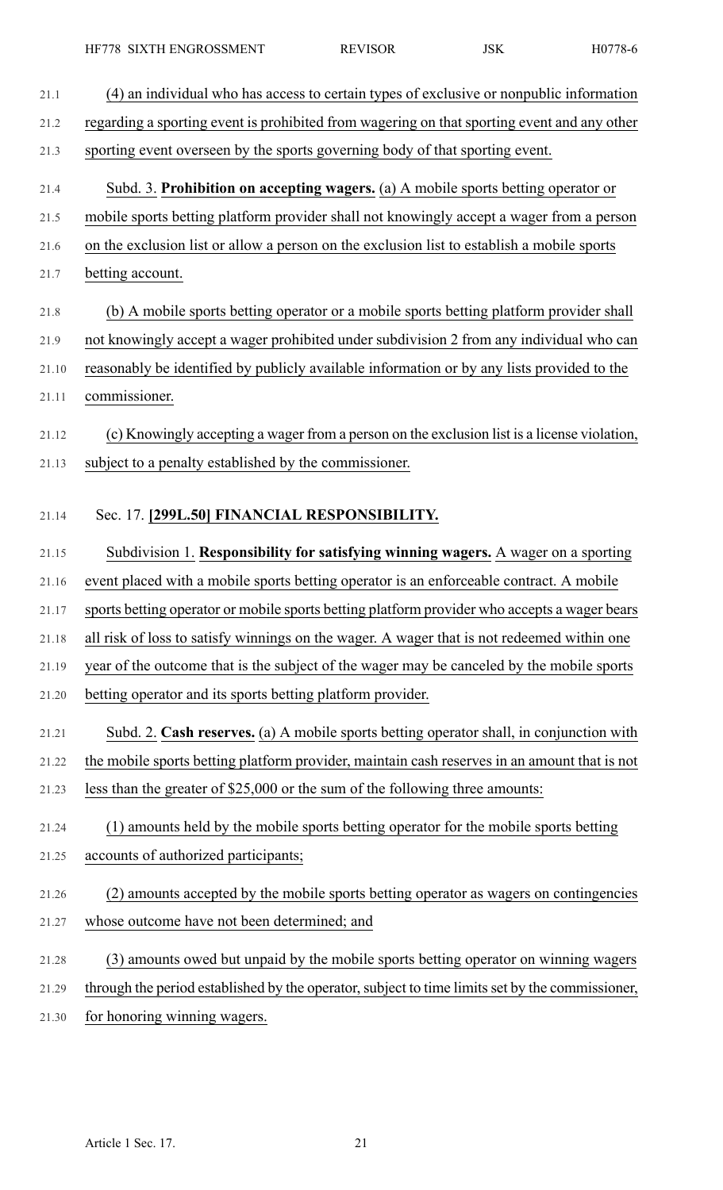(4) an individual who has access to certain types of exclusive or nonpublic information regarding a sporting event is prohibited from wagering on that sporting event and any other sporting event overseen by the sports governing body of that sporting event.

Subd. 3. **Prohibition on accepting wagers.** (a) A mobile sports betting operator or mobile sports betting platform provider shall not knowingly accept a wager from a person on the exclusion list or allow a person on the exclusion list to establish a mobile sports betting account.

(b) A mobile sports betting operator or a mobile sports betting platform provider shall not knowingly accept a wager prohibited under subdivision 2 from any individual who can reasonably be identified by publicly available information or by any lists provided to the commissioner.

(c) Knowingly accepting a wager from a person on the exclusion list is a license violation, subject to a penalty established by the commissioner.

Sec. 17. **[299L.50] FINANCIAL RESPONSIBILITY.**

Subdivision 1. **Responsibility for satisfying winning wagers.** A wager on a sporting event placed with a mobile sports betting operator is an enforceable contract. A mobile sports betting operator or mobile sports betting platform provider who accepts a wager bears all risk of loss to satisfy winnings on the wager. A wager that is not redeemed within one year of the outcome that is the subject of the wager may be canceled by the mobile sports betting operator and its sports betting platform provider.

Subd. 2. **Cash reserves.** (a) A mobile sports betting operator shall, in conjunction with the mobile sports betting platform provider, maintain cash reserves in an amount that is not less than the greater of $25,000 or the sum of the following three amounts:

(1) amounts held by the mobile sports betting operator for the mobile sports betting accounts of authorized participants;

(2) amounts accepted by the mobile sports betting operator as wagers on contingencies whose outcome have not been determined; and

(3) amounts owed but unpaid by the mobile sports betting operator on winning wagers through the period established by the operator, subject to time limits set by the commissioner, for honoring winning wagers.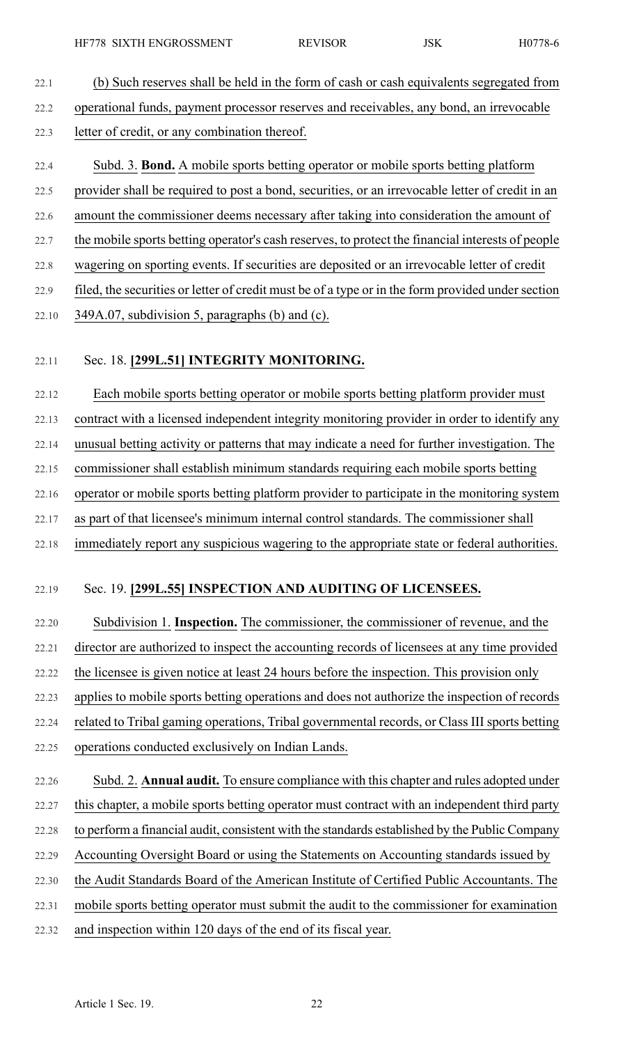(b) Such reserves shall be held in the form of cash or cash equivalents segregated from operational funds, payment processor reserves and receivables, any bond, an irrevocable letter of credit, or any combination thereof.

Subd. 3. **Bond.** A mobile sports betting operator or mobile sports betting platform provider shall be required to post a bond, securities, or an irrevocable letter of credit in an amount the commissioner deems necessary after taking into consideration the amount of the mobile sports betting operator's cash reserves, to protect the financial interests of people wagering on sporting events. If securities are deposited or an irrevocable letter of credit filed, the securities or letter of credit must be of a type or in the form provided under section 349A.07, subdivision 5, paragraphs (b) and (c).

Sec. 18. **[299L.51] INTEGRITY MONITORING.**

Each mobile sports betting operator or mobile sports betting platform provider must contract with a licensed independent integrity monitoring provider in order to identify any unusual betting activity or patterns that may indicate a need for further investigation. The commissioner shall establish minimum standards requiring each mobile sports betting operator or mobile sports betting platform provider to participate in the monitoring system as part of that licensee's minimum internal control standards. The commissioner shall immediately report any suspicious wagering to the appropriate state or federal authorities.

Sec. 19. **[299L.55] INSPECTION AND AUDITING OF LICENSEES.**

Subdivision 1. **Inspection.** The commissioner, the commissioner of revenue, and the director are authorized to inspect the accounting records of licensees at any time provided the licensee is given notice at least 24 hours before the inspection. This provision only applies to mobile sports betting operations and does not authorize the inspection of records related to Tribal gaming operations, Tribal governmental records, or Class III sports betting operations conducted exclusively on Indian Lands.

Subd. 2. **Annual audit.** To ensure compliance with this chapter and rules adopted under this chapter, a mobile sports betting operator must contract with an independent third party to perform a financial audit, consistent with the standards established by the Public Company Accounting Oversight Board or using the Statements on Accounting standards issued by the Audit Standards Board of the American Institute of Certified Public Accountants. The mobile sports betting operator must submit the audit to the commissioner for examination and inspection within 120 days of the end of its fiscal year.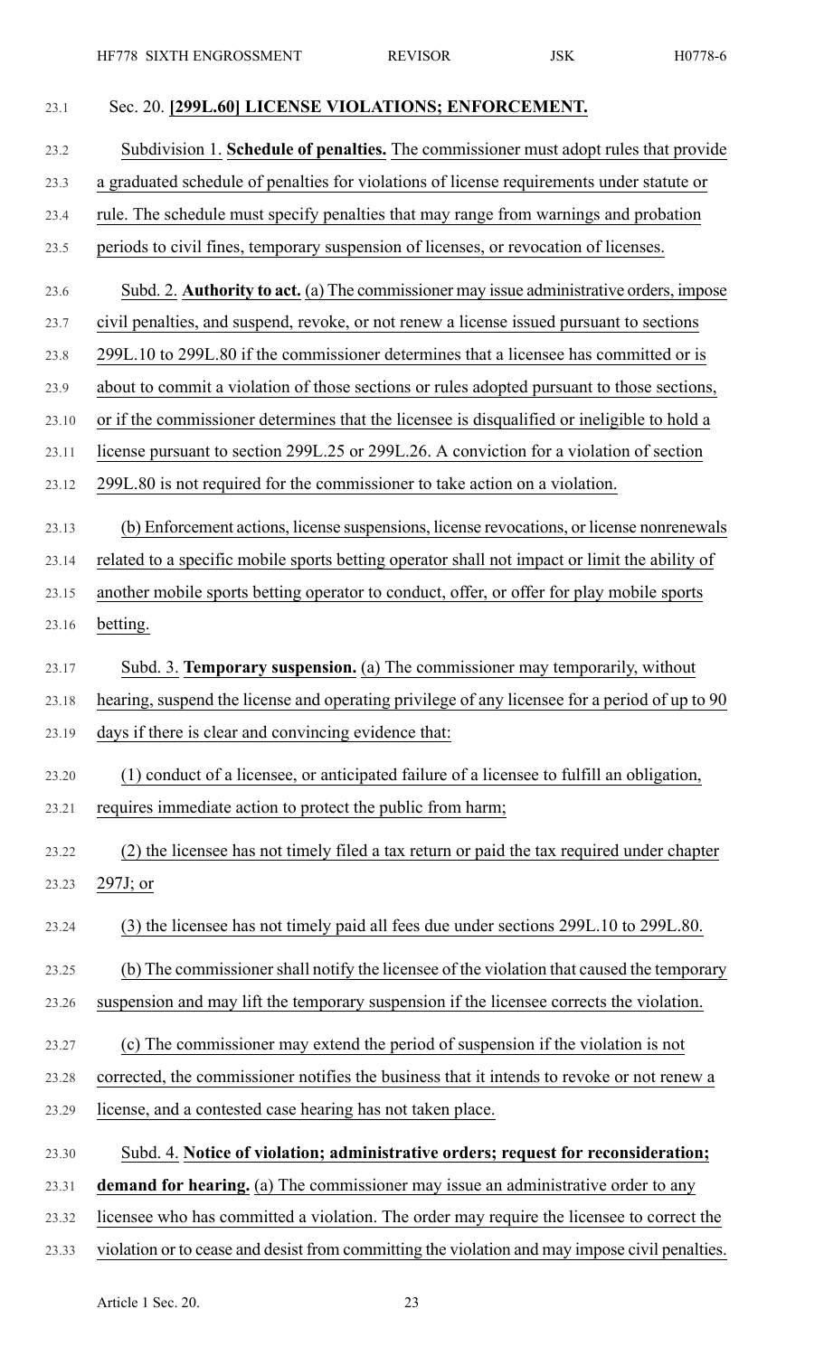Sec. 20. **[299L.60] LICENSE VIOLATIONS; ENFORCEMENT.**

Subdivision 1. **Schedule of penalties.** The commissioner must adopt rules that provide a graduated schedule of penalties for violations of license requirements under statute or rule. The schedule must specify penalties that may range from warnings and probation periods to civil fines, temporary suspension of licenses, or revocation of licenses.

Subd. 2. **Authority to act.** (a) The commissioner may issue administrative orders, impose civil penalties, and suspend, revoke, or not renew a license issued pursuant to sections 299L.10 to 299L.80 if the commissioner determines that a licensee has committed or is about to commit a violation of those sections or rules adopted pursuant to those sections, or if the commissioner determines that the licensee is disqualified or ineligible to hold a license pursuant to section 299L.25 or 299L.26. A conviction for a violation of section 299L.80 is not required for the commissioner to take action on a violation.

(b) Enforcement actions, license suspensions, license revocations, or license nonrenewals related to a specific mobile sports betting operator shall not impact or limit the ability of another mobile sports betting operator to conduct, offer, or offer for play mobile sports betting.

Subd. 3. **Temporary suspension.** (a) The commissioner may temporarily, without hearing, suspend the license and operating privilege of any licensee for a period of up to 90 days if there is clear and convincing evidence that:

(1) conduct of a licensee, or anticipated failure of a licensee to fulfill an obligation, requires immediate action to protect the public from harm;

(2) the licensee has not timely filed a tax return or paid the tax required under chapter 297J; or

(3) the licensee has not timely paid all fees due under sections 299L.10 to 299L.80.

(b) The commissioner shall notify the licensee of the violation that caused the temporary suspension and may lift the temporary suspension if the licensee corrects the violation.

(c) The commissioner may extend the period of suspension if the violation is not corrected, the commissioner notifies the business that it intends to revoke or not renew a license, and a contested case hearing has not taken place.

Subd. 4. **Notice of violation; administrative orders; request for reconsideration; demand for hearing.** (a) The commissioner may issue an administrative order to any licensee who has committed a violation. The order may require the licensee to correct the violation or to cease and desist from committing the violation and may impose civil penalties.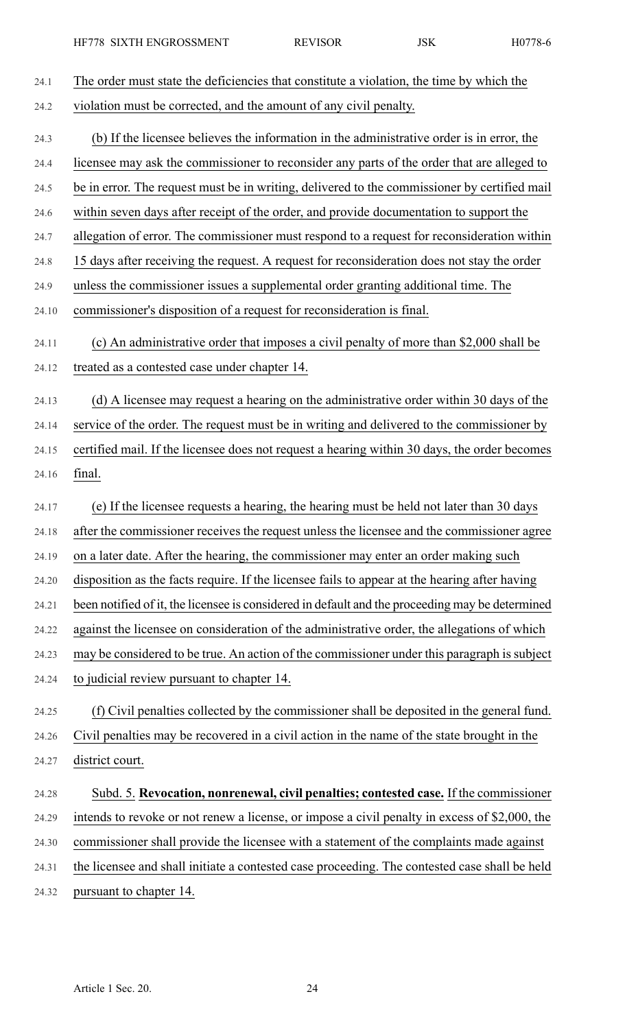The order must state the deficiencies that constitute a violation, the time by which the violation must be corrected, and the amount of any civil penalty.

(b) If the licensee believes the information in the administrative order is in error, the licensee may ask the commissioner to reconsider any parts of the order that are alleged to be in error. The request must be in writing, delivered to the commissioner by certified mail within seven days after receipt of the order, and provide documentation to support the allegation of error. The commissioner must respond to a request for reconsideration within 15 days after receiving the request. A request for reconsideration does not stay the order unless the commissioner issues a supplemental order granting additional time. The commissioner's disposition of a request for reconsideration is final.

(c) An administrative order that imposes a civil penalty of more than $2,000 shall be treated as a contested case under chapter 14.

(d) A licensee may request a hearing on the administrative order within 30 days of the service of the order. The request must be in writing and delivered to the commissioner by certified mail. If the licensee does not request a hearing within 30 days, the order becomes final.

(e) If the licensee requests a hearing, the hearing must be held not later than 30 days after the commissioner receives the request unless the licensee and the commissioner agree on a later date. After the hearing, the commissioner may enter an order making such disposition as the facts require. If the licensee fails to appear at the hearing after having been notified of it, the licensee is considered in default and the proceeding may be determined against the licensee on consideration of the administrative order, the allegations of which may be considered to be true. An action of the commissioner under this paragraph is subject to judicial review pursuant to chapter 14.

(f) Civil penalties collected by the commissioner shall be deposited in the general fund. Civil penalties may be recovered in a civil action in the name of the state brought in the district court.

Subd. 5. **Revocation, nonrenewal, civil penalties; contested case.** If the commissioner intends to revoke or not renew a license, or impose a civil penalty in excess of $2,000, the commissioner shall provide the licensee with a statement of the complaints made against the licensee and shall initiate a contested case proceeding. The contested case shall be held pursuant to chapter 14.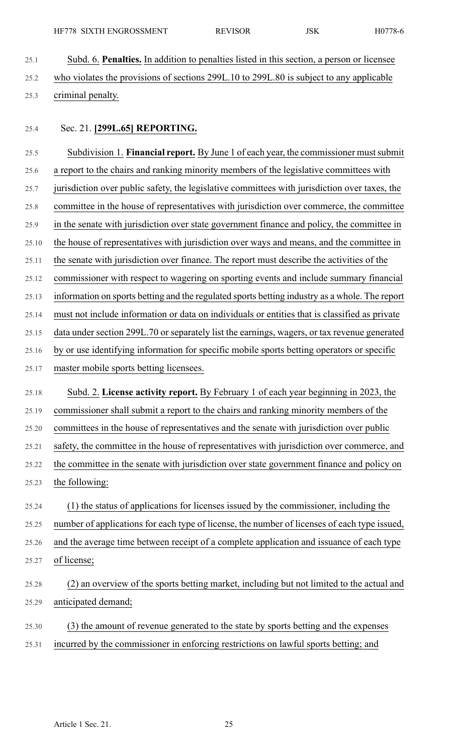Subd. 6. **Penalties.** In addition to penalties listed in this section, a person or licensee who violates the provisions of sections 299L.10 to 299L.80 is subject to any applicable criminal penalty.

Sec. 21. **[299L.65] REPORTING.**

Subdivision 1. **Financial report.** By June 1 of each year, the commissioner must submit a report to the chairs and ranking minority members of the legislative committees with jurisdiction over public safety, the legislative committees with jurisdiction over taxes, the committee in the house of representatives with jurisdiction over commerce, the committee in the senate with jurisdiction over state government finance and policy, the committee in the house of representatives with jurisdiction over ways and means, and the committee in the senate with jurisdiction over finance. The report must describe the activities of the commissioner with respect to wagering on sporting events and include summary financial information on sports betting and the regulated sports betting industry as a whole. The report must not include information or data on individuals or entities that is classified as private data under section 299L.70 or separately list the earnings, wagers, or tax revenue generated by or use identifying information for specific mobile sports betting operators or specific master mobile sports betting licensees.

Subd. 2. **License activity report.** By February 1 of each year beginning in 2023, the commissioner shall submit a report to the chairs and ranking minority members of the committees in the house of representatives and the senate with jurisdiction over public safety, the committee in the house of representatives with jurisdiction over commerce, and the committee in the senate with jurisdiction over state government finance and policy on the following:

(1) the status of applications for licenses issued by the commissioner, including the number of applications for each type of license, the number of licenses of each type issued, and the average time between receipt of a complete application and issuance of each type of license;

(2) an overview of the sports betting market, including but not limited to the actual and anticipated demand;

(3) the amount of revenue generated to the state by sports betting and the expenses incurred by the commissioner in enforcing restrictions on lawful sports betting; and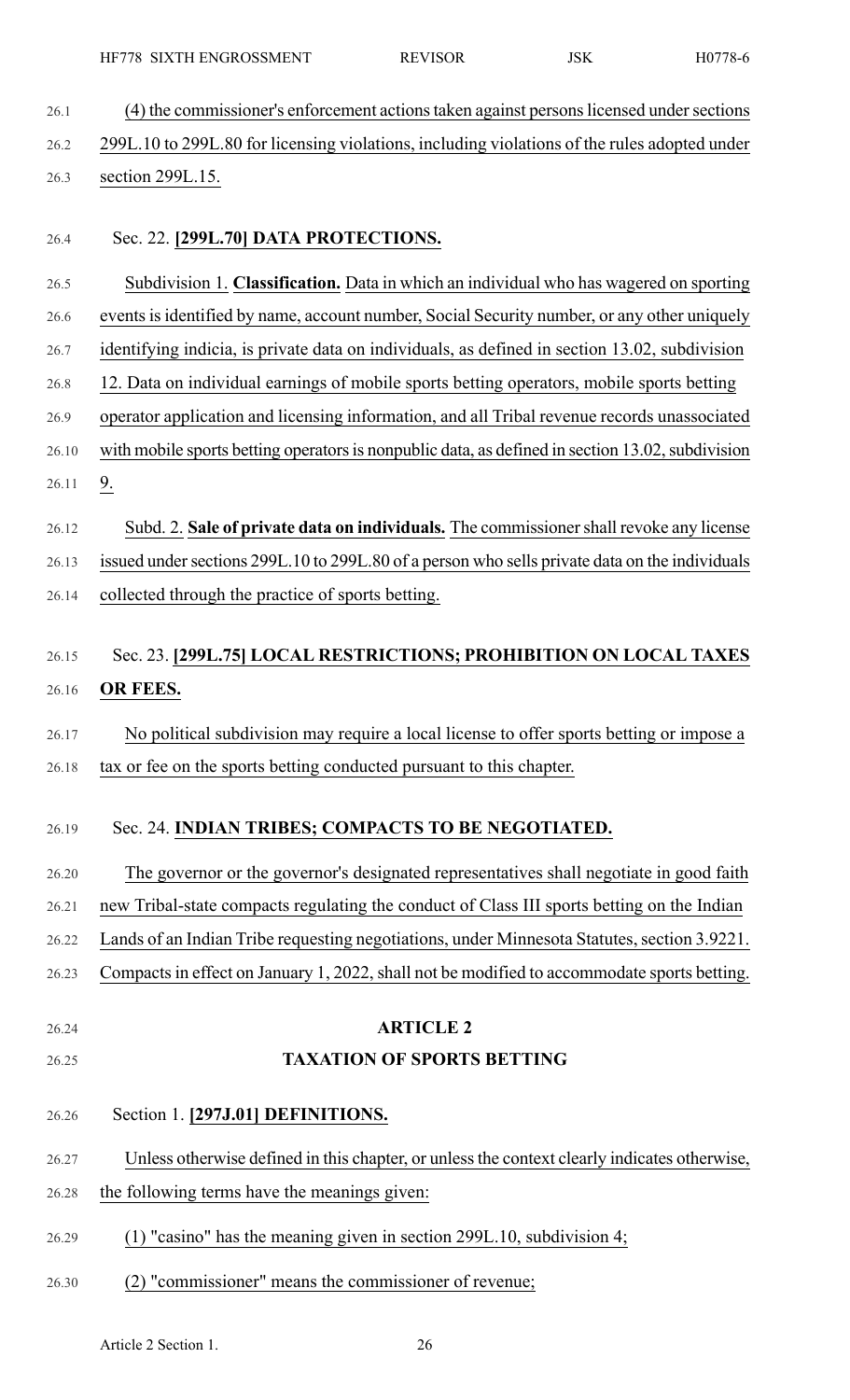(4) the commissioner's enforcement actions taken against persons licensed under sections 299L.10 to 299L.80 for licensing violations, including violations of the rules adopted under section 299L.15.

Sec. 22. **[299L.70] DATA PROTECTIONS.**

Subdivision 1. **Classification.** Data in which an individual who has wagered on sporting events is identified by name, account number, Social Security number, or any other uniquely identifying indicia, is private data on individuals, as defined in section 13.02, subdivision 12. Data on individual earnings of mobile sports betting operators, mobile sports betting operator application and licensing information, and all Tribal revenue records unassociated with mobile sports betting operators is nonpublic data, as defined in section 13.02, subdivision 9.

Subd. 2. **Sale of private data on individuals.** The commissioner shall revoke any license issued under sections 299L.10 to 299L.80 of a person who sells private data on the individuals collected through the practice of sports betting.

Sec. 23. **[299L.75] LOCAL RESTRICTIONS; PROHIBITION ON LOCAL TAXES OR FEES.**

No political subdivision may require a local license to offer sports betting or impose a tax or fee on the sports betting conducted pursuant to this chapter.

Sec. 24. **INDIAN TRIBES; COMPACTS TO BE NEGOTIATED.**

The governor or the governor's designated representatives shall negotiate in good faith new Tribal-state compacts regulating the conduct of Class III sports betting on the Indian Lands of an Indian Tribe requesting negotiations, under Minnesota Statutes, section 3.9221. Compacts in effect on January 1, 2022, shall not be modified to accommodate sports betting.

## ARTICLE 2

## TAXATION OF SPORTS BETTING

Section 1. **[297J.01] DEFINITIONS.**

Unless otherwise defined in this chapter, or unless the context clearly indicates otherwise, the following terms have the meanings given:

(1) "casino" has the meaning given in section 299L.10, subdivision 4;

(2) "commissioner" means the commissioner of revenue;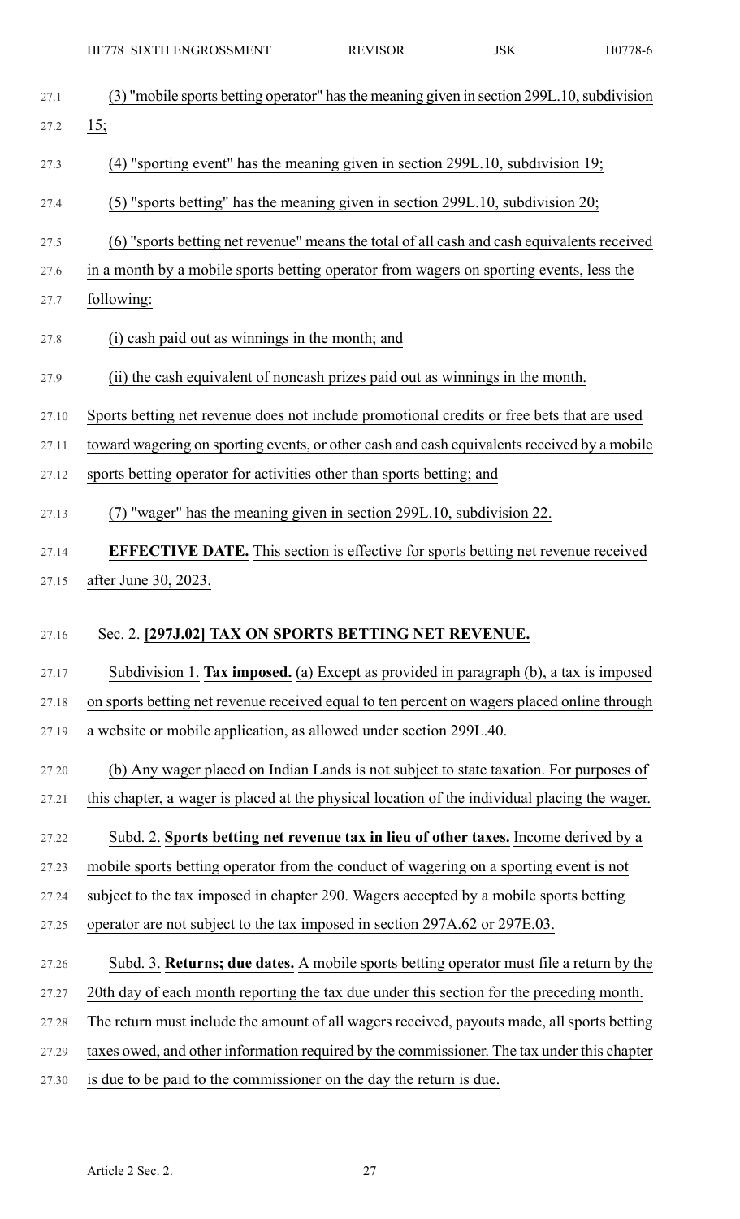(3) "mobile sports betting operator" has the meaning given in section 299L.10, subdivision 15;

(4) "sporting event" has the meaning given in section 299L.10, subdivision 19;

(5) "sports betting" has the meaning given in section 299L.10, subdivision 20;

(6) "sports betting net revenue" means the total of all cash and cash equivalents received in a month by a mobile sports betting operator from wagers on sporting events, less the following:

(i) cash paid out as winnings in the month; and

(ii) the cash equivalent of noncash prizes paid out as winnings in the month.

Sports betting net revenue does not include promotional credits or free bets that are used toward wagering on sporting events, or other cash and cash equivalents received by a mobile sports betting operator for activities other than sports betting; and

(7) "wager" has the meaning given in section 299L.10, subdivision 22.

**EFFECTIVE DATE.** This section is effective for sports betting net revenue received after June 30, 2023.

Sec. 2. **[297J.02] TAX ON SPORTS BETTING NET REVENUE.**

Subdivision 1. **Tax imposed.** (a) Except as provided in paragraph (b), a tax is imposed on sports betting net revenue received equal to ten percent on wagers placed online through a website or mobile application, as allowed under section 299L.40.

(b) Any wager placed on Indian Lands is not subject to state taxation. For purposes of this chapter, a wager is placed at the physical location of the individual placing the wager.

Subd. 2. **Sports betting net revenue tax in lieu of other taxes.** Income derived by a mobile sports betting operator from the conduct of wagering on a sporting event is not subject to the tax imposed in chapter 290. Wagers accepted by a mobile sports betting operator are not subject to the tax imposed in section 297A.62 or 297E.03.

Subd. 3. **Returns; due dates.** A mobile sports betting operator must file a return by the 20th day of each month reporting the tax due under this section for the preceding month. The return must include the amount of all wagers received, payouts made, all sports betting taxes owed, and other information required by the commissioner. The tax under this chapter is due to be paid to the commissioner on the day the return is due.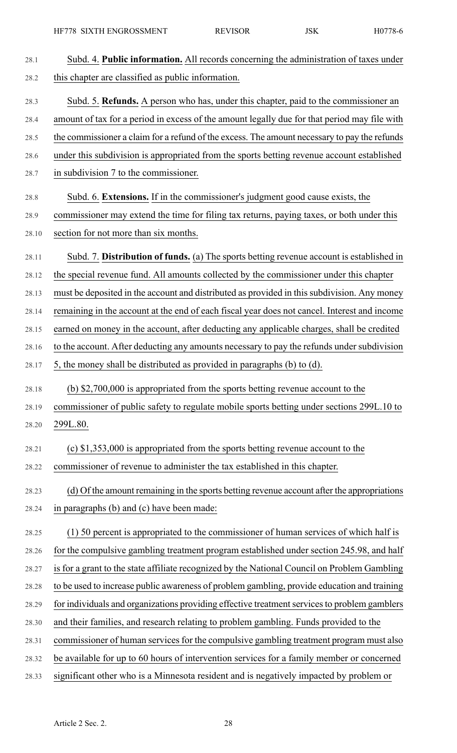Subd. 4. **Public information.** All records concerning the administration of taxes under this chapter are classified as public information.

Subd. 5. **Refunds.** A person who has, under this chapter, paid to the commissioner an amount of tax for a period in excess of the amount legally due for that period may file with the commissioner a claim for a refund of the excess. The amount necessary to pay the refunds under this subdivision is appropriated from the sports betting revenue account established in subdivision 7 to the commissioner.

Subd. 6. **Extensions.** If in the commissioner's judgment good cause exists, the commissioner may extend the time for filing tax returns, paying taxes, or both under this section for not more than six months.

Subd. 7. **Distribution of funds.** (a) The sports betting revenue account is established in the special revenue fund. All amounts collected by the commissioner under this chapter must be deposited in the account and distributed as provided in this subdivision. Any money remaining in the account at the end of each fiscal year does not cancel. Interest and income earned on money in the account, after deducting any applicable charges, shall be credited to the account. After deducting any amounts necessary to pay the refunds under subdivision 5, the money shall be distributed as provided in paragraphs (b) to (d).

(b) $2,700,000 is appropriated from the sports betting revenue account to the commissioner of public safety to regulate mobile sports betting under sections 299L.10 to 299L.80.

(c) $1,353,000 is appropriated from the sports betting revenue account to the commissioner of revenue to administer the tax established in this chapter.

(d) Of the amount remaining in the sports betting revenue account after the appropriations in paragraphs (b) and (c) have been made:

(1) 50 percent is appropriated to the commissioner of human services of which half is for the compulsive gambling treatment program established under section 245.98, and half is for a grant to the state affiliate recognized by the National Council on Problem Gambling to be used to increase public awareness of problem gambling, provide education and training for individuals and organizations providing effective treatment services to problem gamblers and their families, and research relating to problem gambling. Funds provided to the commissioner of human services for the compulsive gambling treatment program must also be available for up to 60 hours of intervention services for a family member or concerned significant other who is a Minnesota resident and is negatively impacted by problem or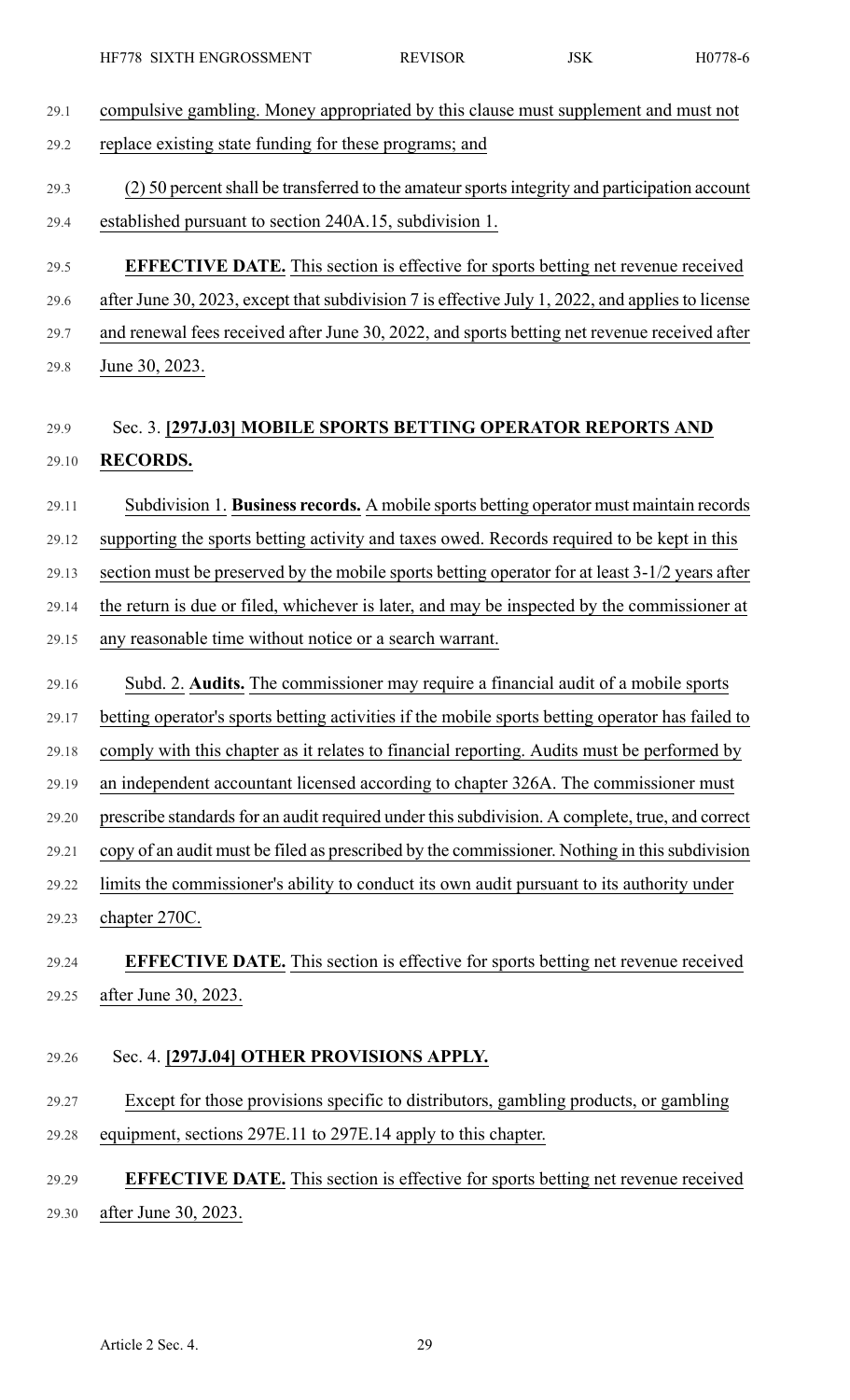compulsive gambling. Money appropriated by this clause must supplement and must not replace existing state funding for these programs; and

(2) 50 percent shall be transferred to the amateur sports integrity and participation account established pursuant to section 240A.15, subdivision 1.

**EFFECTIVE DATE.** This section is effective for sports betting net revenue received after June 30, 2023, except that subdivision 7 is effective July 1, 2022, and applies to license and renewal fees received after June 30, 2022, and sports betting net revenue received after June 30, 2023.

## Sec. 3. **[297J.03] MOBILE SPORTS BETTING OPERATOR REPORTS AND RECORDS.**

Subdivision 1. **Business records.** A mobile sports betting operator must maintain records supporting the sports betting activity and taxes owed. Records required to be kept in this section must be preserved by the mobile sports betting operator for at least 3-1/2 years after the return is due or filed, whichever is later, and may be inspected by the commissioner at any reasonable time without notice or a search warrant.

Subd. 2. **Audits.** The commissioner may require a financial audit of a mobile sports betting operator's sports betting activities if the mobile sports betting operator has failed to comply with this chapter as it relates to financial reporting. Audits must be performed by an independent accountant licensed according to chapter 326A. The commissioner must prescribe standards for an audit required under this subdivision. A complete, true, and correct copy of an audit must be filed as prescribed by the commissioner. Nothing in this subdivision limits the commissioner's ability to conduct its own audit pursuant to its authority under chapter 270C.

**EFFECTIVE DATE.** This section is effective for sports betting net revenue received after June 30, 2023.

## Sec. 4. **[297J.04] OTHER PROVISIONS APPLY.**

Except for those provisions specific to distributors, gambling products, or gambling equipment, sections 297E.11 to 297E.14 apply to this chapter.

**EFFECTIVE DATE.** This section is effective for sports betting net revenue received after June 30, 2023.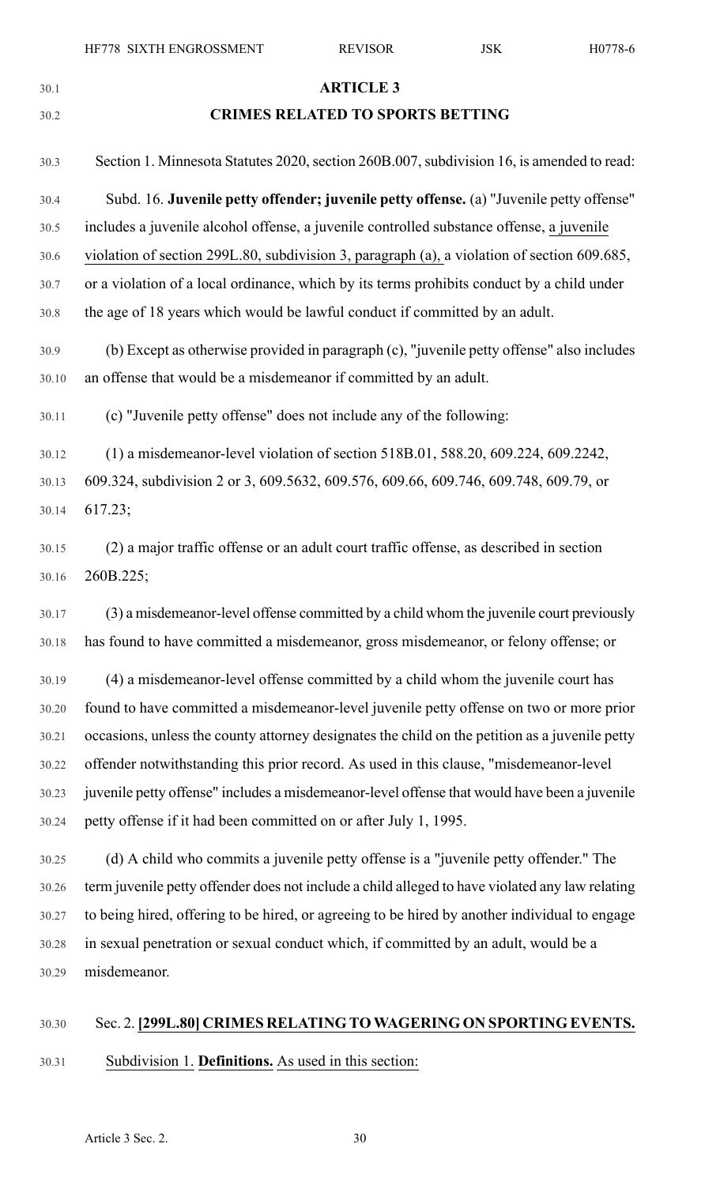## ARTICLE 3

## CRIMES RELATED TO SPORTS BETTING

Section 1. Minnesota Statutes 2020, section 260B.007, subdivision 16, is amended to read:

Subd. 16. **Juvenile petty offender; juvenile petty offense.** (a) "Juvenile petty offense" includes a juvenile alcohol offense, a juvenile controlled substance offense, a juvenile violation of section 299L.80, subdivision 3, paragraph (a), a violation of section 609.685, or a violation of a local ordinance, which by its terms prohibits conduct by a child under the age of 18 years which would be lawful conduct if committed by an adult.

(b) Except as otherwise provided in paragraph (c), "juvenile petty offense" also includes an offense that would be a misdemeanor if committed by an adult.

(c) "Juvenile petty offense" does not include any of the following:

(1) a misdemeanor-level violation of section 518B.01, 588.20, 609.224, 609.2242, 609.324, subdivision 2 or 3, 609.5632, 609.576, 609.66, 609.746, 609.748, 609.79, or 617.23;

(2) a major traffic offense or an adult court traffic offense, as described in section 260B.225;

(3) a misdemeanor-level offense committed by a child whom the juvenile court previously has found to have committed a misdemeanor, gross misdemeanor, or felony offense; or

(4) a misdemeanor-level offense committed by a child whom the juvenile court has found to have committed a misdemeanor-level juvenile petty offense on two or more prior occasions, unless the county attorney designates the child on the petition as a juvenile petty offender notwithstanding this prior record. As used in this clause, "misdemeanor-level juvenile petty offense" includes a misdemeanor-level offense that would have been a juvenile petty offense if it had been committed on or after July 1, 1995.

(d) A child who commits a juvenile petty offense is a "juvenile petty offender." The term juvenile petty offender does not include a child alleged to have violated any law relating to being hired, offering to be hired, or agreeing to be hired by another individual to engage in sexual penetration or sexual conduct which, if committed by an adult, would be a misdemeanor.

Sec. 2. **[299L.80] CRIMES RELATING TO WAGERING ON SPORTING EVENTS.**

Subdivision 1. **Definitions.** As used in this section: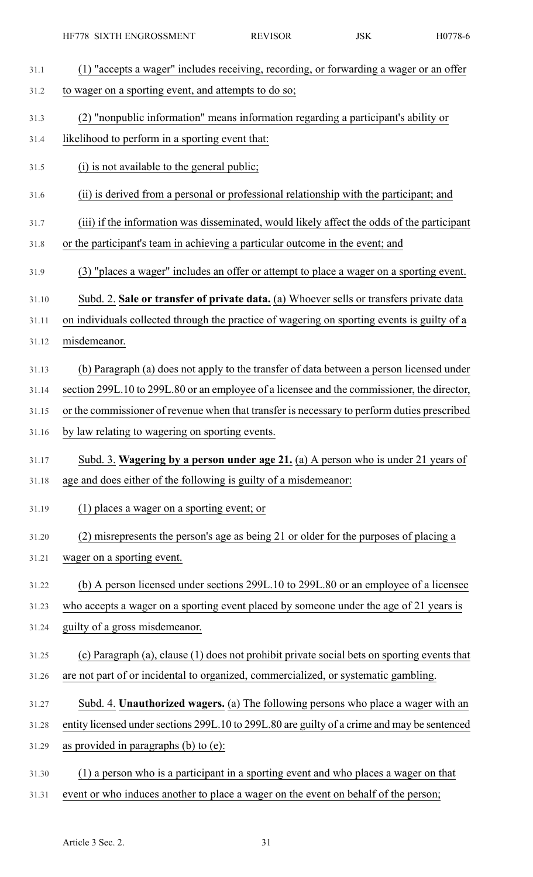(1) "accepts a wager" includes receiving, recording, or forwarding a wager or an offer to wager on a sporting event, and attempts to do so;

(2) "nonpublic information" means information regarding a participant's ability or likelihood to perform in a sporting event that:

(i) is not available to the general public;

(ii) is derived from a personal or professional relationship with the participant; and

(iii) if the information was disseminated, would likely affect the odds of the participant or the participant's team in achieving a particular outcome in the event; and

(3) "places a wager" includes an offer or attempt to place a wager on a sporting event.

Subd. 2. **Sale or transfer of private data.** (a) Whoever sells or transfers private data on individuals collected through the practice of wagering on sporting events is guilty of a misdemeanor.

(b) Paragraph (a) does not apply to the transfer of data between a person licensed under section 299L.10 to 299L.80 or an employee of a licensee and the commissioner, the director, or the commissioner of revenue when that transfer is necessary to perform duties prescribed by law relating to wagering on sporting events.

Subd. 3. **Wagering by a person under age 21.** (a) A person who is under 21 years of age and does either of the following is guilty of a misdemeanor:

(1) places a wager on a sporting event; or

(2) misrepresents the person's age as being 21 or older for the purposes of placing a wager on a sporting event.

(b) A person licensed under sections 299L.10 to 299L.80 or an employee of a licensee who accepts a wager on a sporting event placed by someone under the age of 21 years is guilty of a gross misdemeanor.

(c) Paragraph (a), clause (1) does not prohibit private social bets on sporting events that are not part of or incidental to organized, commercialized, or systematic gambling.

Subd. 4. **Unauthorized wagers.** (a) The following persons who place a wager with an entity licensed under sections 299L.10 to 299L.80 are guilty of a crime and may be sentenced as provided in paragraphs (b) to (e):

(1) a person who is a participant in a sporting event and who places a wager on that event or who induces another to place a wager on the event on behalf of the person;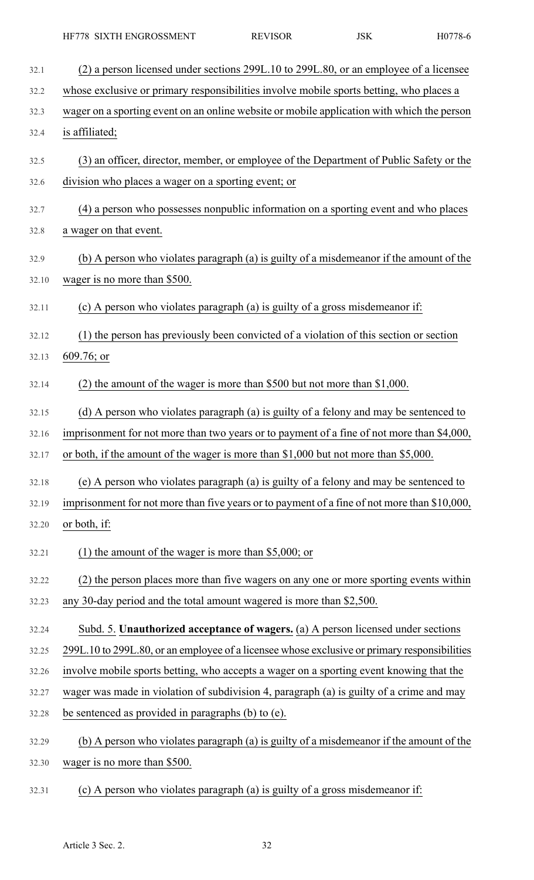(2) a person licensed under sections 299L.10 to 299L.80, or an employee of a licensee whose exclusive or primary responsibilities involve mobile sports betting, who places a wager on a sporting event on an online website or mobile application with which the person is affiliated;

(3) an officer, director, member, or employee of the Department of Public Safety or the division who places a wager on a sporting event; or

(4) a person who possesses nonpublic information on a sporting event and who places a wager on that event.

(b) A person who violates paragraph (a) is guilty of a misdemeanor if the amount of the wager is no more than $500.

(c) A person who violates paragraph (a) is guilty of a gross misdemeanor if:

(1) the person has previously been convicted of a violation of this section or section 609.76; or

(2) the amount of the wager is more than $500 but not more than $1,000.

(d) A person who violates paragraph (a) is guilty of a felony and may be sentenced to imprisonment for not more than two years or to payment of a fine of not more than $4,000, or both, if the amount of the wager is more than $1,000 but not more than $5,000.

(e) A person who violates paragraph (a) is guilty of a felony and may be sentenced to imprisonment for not more than five years or to payment of a fine of not more than $10,000, or both, if:

(1) the amount of the wager is more than $5,000; or

(2) the person places more than five wagers on any one or more sporting events within any 30-day period and the total amount wagered is more than $2,500.

Subd. 5. **Unauthorized acceptance of wagers.** (a) A person licensed under sections 299L.10 to 299L.80, or an employee of a licensee whose exclusive or primary responsibilities involve mobile sports betting, who accepts a wager on a sporting event knowing that the wager was made in violation of subdivision 4, paragraph (a) is guilty of a crime and may be sentenced as provided in paragraphs (b) to (e).

(b) A person who violates paragraph (a) is guilty of a misdemeanor if the amount of the wager is no more than $500.

(c) A person who violates paragraph (a) is guilty of a gross misdemeanor if: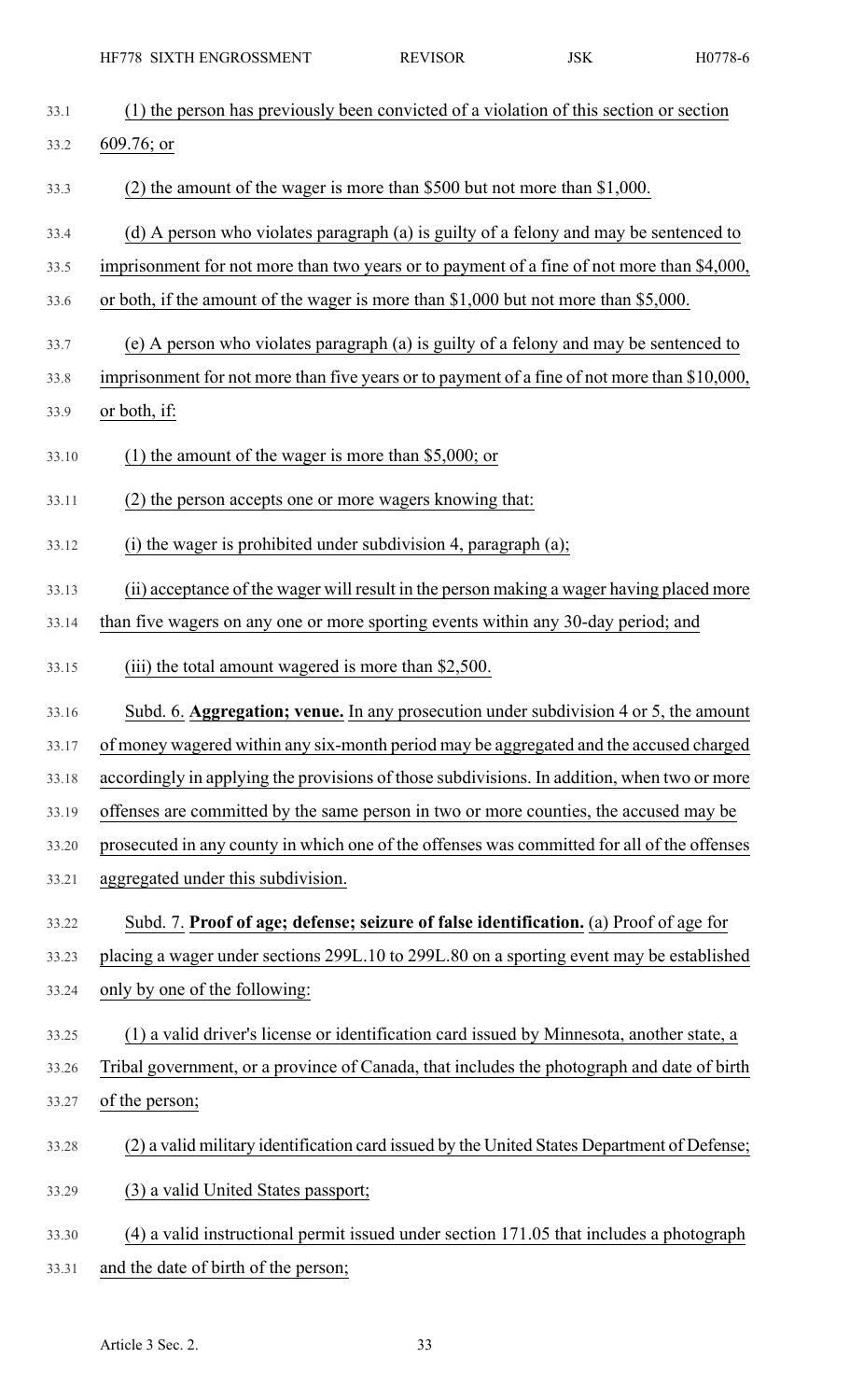(1) the person has previously been convicted of a violation of this section or section 609.76; or

(2) the amount of the wager is more than $500 but not more than $1,000.

(d) A person who violates paragraph (a) is guilty of a felony and may be sentenced to imprisonment for not more than two years or to payment of a fine of not more than $4,000, or both, if the amount of the wager is more than $1,000 but not more than $5,000.

(e) A person who violates paragraph (a) is guilty of a felony and may be sentenced to imprisonment for not more than five years or to payment of a fine of not more than $10,000, or both, if:

(1) the amount of the wager is more than $5,000; or

(2) the person accepts one or more wagers knowing that:

(i) the wager is prohibited under subdivision 4, paragraph (a);

(ii) acceptance of the wager will result in the person making a wager having placed more than five wagers on any one or more sporting events within any 30-day period; and

(iii) the total amount wagered is more than $2,500.

Subd. 6. **Aggregation; venue.** In any prosecution under subdivision 4 or 5, the amount of money wagered within any six-month period may be aggregated and the accused charged accordingly in applying the provisions of those subdivisions. In addition, when two or more offenses are committed by the same person in two or more counties, the accused may be prosecuted in any county in which one of the offenses was committed for all of the offenses aggregated under this subdivision.

Subd. 7. **Proof of age; defense; seizure of false identification.** (a) Proof of age for placing a wager under sections 299L.10 to 299L.80 on a sporting event may be established only by one of the following:

(1) a valid driver's license or identification card issued by Minnesota, another state, a Tribal government, or a province of Canada, that includes the photograph and date of birth of the person;

(2) a valid military identification card issued by the United States Department of Defense;

(3) a valid United States passport;

(4) a valid instructional permit issued under section 171.05 that includes a photograph and the date of birth of the person;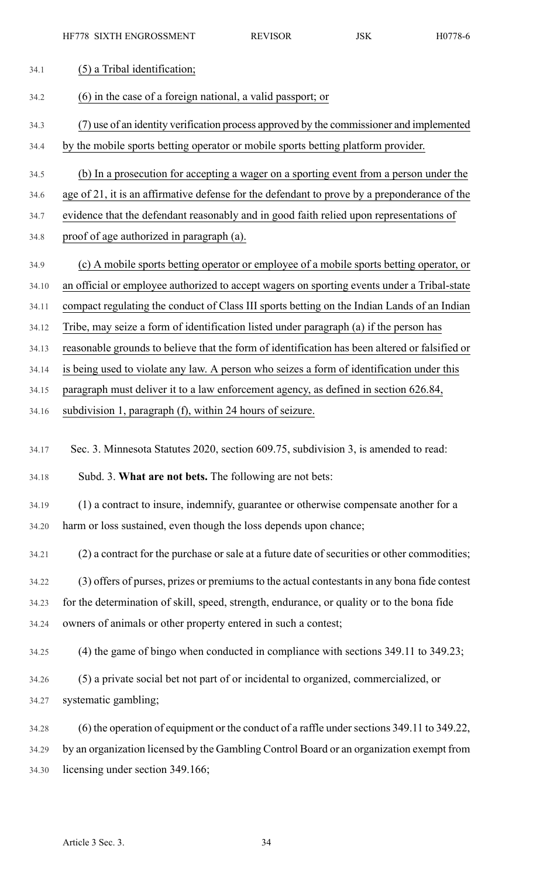(5) a Tribal identification;

(6) in the case of a foreign national, a valid passport; or

(7) use of an identity verification process approved by the commissioner and implemented by the mobile sports betting operator or mobile sports betting platform provider.

(b) In a prosecution for accepting a wager on a sporting event from a person under the age of 21, it is an affirmative defense for the defendant to prove by a preponderance of the evidence that the defendant reasonably and in good faith relied upon representations of proof of age authorized in paragraph (a).

(c) A mobile sports betting operator or employee of a mobile sports betting operator, or an official or employee authorized to accept wagers on sporting events under a Tribal-state compact regulating the conduct of Class III sports betting on the Indian Lands of an Indian Tribe, may seize a form of identification listed under paragraph (a) if the person has reasonable grounds to believe that the form of identification has been altered or falsified or is being used to violate any law. A person who seizes a form of identification under this paragraph must deliver it to a law enforcement agency, as defined in section 626.84, subdivision 1, paragraph (f), within 24 hours of seizure.

Sec. 3. Minnesota Statutes 2020, section 609.75, subdivision 3, is amended to read:

Subd. 3. **What are not bets.** The following are not bets:

(1) a contract to insure, indemnify, guarantee or otherwise compensate another for a harm or loss sustained, even though the loss depends upon chance;

(2) a contract for the purchase or sale at a future date of securities or other commodities;

(3) offers of purses, prizes or premiums to the actual contestants in any bona fide contest for the determination of skill, speed, strength, endurance, or quality or to the bona fide owners of animals or other property entered in such a contest;

(4) the game of bingo when conducted in compliance with sections 349.11 to 349.23;

(5) a private social bet not part of or incidental to organized, commercialized, or systematic gambling;

(6) the operation of equipment or the conduct of a raffle under sections 349.11 to 349.22, by an organization licensed by the Gambling Control Board or an organization exempt from licensing under section 349.166;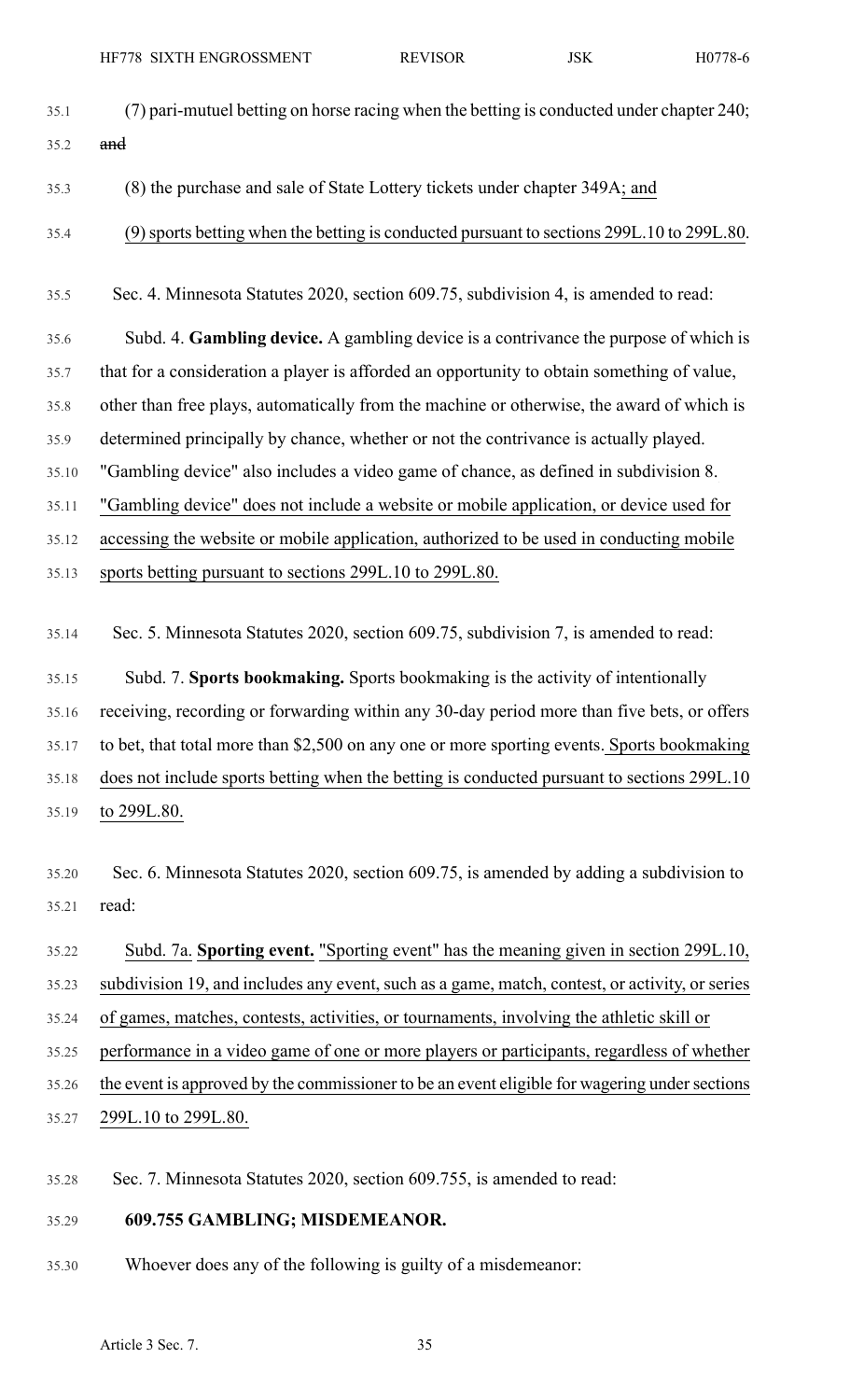(7) pari-mutuel betting on horse racing when the betting is conducted under chapter 240; ~~and~~

(8) the purchase and sale of State Lottery tickets under chapter 349A; and

(9) sports betting when the betting is conducted pursuant to sections 299L.10 to 299L.80.

Sec. 4. Minnesota Statutes 2020, section 609.75, subdivision 4, is amended to read:

Subd. 4. **Gambling device.** A gambling device is a contrivance the purpose of which is that for a consideration a player is afforded an opportunity to obtain something of value, other than free plays, automatically from the machine or otherwise, the award of which is determined principally by chance, whether or not the contrivance is actually played. "Gambling device" also includes a video game of chance, as defined in subdivision 8. "Gambling device" does not include a website or mobile application, or device used for accessing the website or mobile application, authorized to be used in conducting mobile sports betting pursuant to sections 299L.10 to 299L.80.

Sec. 5. Minnesota Statutes 2020, section 609.75, subdivision 7, is amended to read:

Subd. 7. **Sports bookmaking.** Sports bookmaking is the activity of intentionally receiving, recording or forwarding within any 30-day period more than five bets, or offers to bet, that total more than $2,500 on any one or more sporting events. Sports bookmaking does not include sports betting when the betting is conducted pursuant to sections 299L.10 to 299L.80.

Sec. 6. Minnesota Statutes 2020, section 609.75, is amended by adding a subdivision to read:

Subd. 7a. **Sporting event.** "Sporting event" has the meaning given in section 299L.10, subdivision 19, and includes any event, such as a game, match, contest, or activity, or series of games, matches, contests, activities, or tournaments, involving the athletic skill or performance in a video game of one or more players or participants, regardless of whether the event is approved by the commissioner to be an event eligible for wagering under sections 299L.10 to 299L.80.

Sec. 7. Minnesota Statutes 2020, section 609.755, is amended to read:

**609.755 GAMBLING; MISDEMEANOR.**

Whoever does any of the following is guilty of a misdemeanor: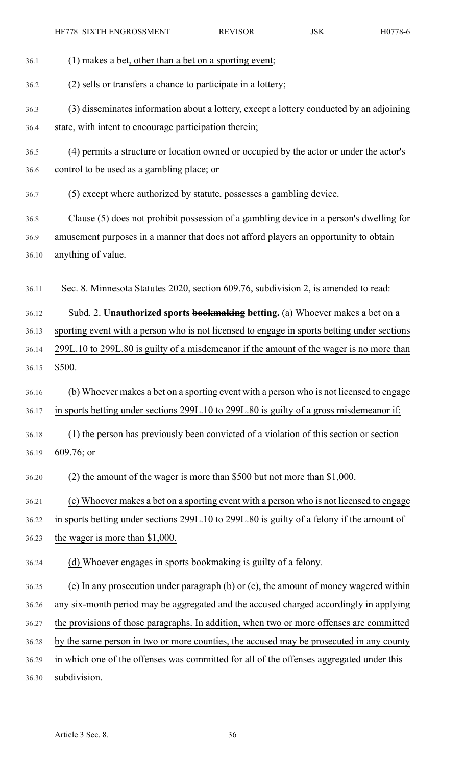(1) makes a bet, other than a bet on a sporting event;

(2) sells or transfers a chance to participate in a lottery;

(3) disseminates information about a lottery, except a lottery conducted by an adjoining state, with intent to encourage participation therein;

(4) permits a structure or location owned or occupied by the actor or under the actor's control to be used as a gambling place; or

(5) except where authorized by statute, possesses a gambling device.

Clause (5) does not prohibit possession of a gambling device in a person's dwelling for amusement purposes in a manner that does not afford players an opportunity to obtain anything of value.

Sec. 8. Minnesota Statutes 2020, section 609.76, subdivision 2, is amended to read:

Subd. 2. **Unauthorized sports ~~bookmaking~~ betting.** (a) Whoever makes a bet on a sporting event with a person who is not licensed to engage in sports betting under sections 299L.10 to 299L.80 is guilty of a misdemeanor if the amount of the wager is no more than $500.

(b) Whoever makes a bet on a sporting event with a person who is not licensed to engage in sports betting under sections 299L.10 to 299L.80 is guilty of a gross misdemeanor if:

(1) the person has previously been convicted of a violation of this section or section 609.76; or

(2) the amount of the wager is more than $500 but not more than $1,000.

(c) Whoever makes a bet on a sporting event with a person who is not licensed to engage in sports betting under sections 299L.10 to 299L.80 is guilty of a felony if the amount of the wager is more than $1,000.

(d) Whoever engages in sports bookmaking is guilty of a felony.

(e) In any prosecution under paragraph (b) or (c), the amount of money wagered within any six-month period may be aggregated and the accused charged accordingly in applying the provisions of those paragraphs. In addition, when two or more offenses are committed by the same person in two or more counties, the accused may be prosecuted in any county in which one of the offenses was committed for all of the offenses aggregated under this subdivision.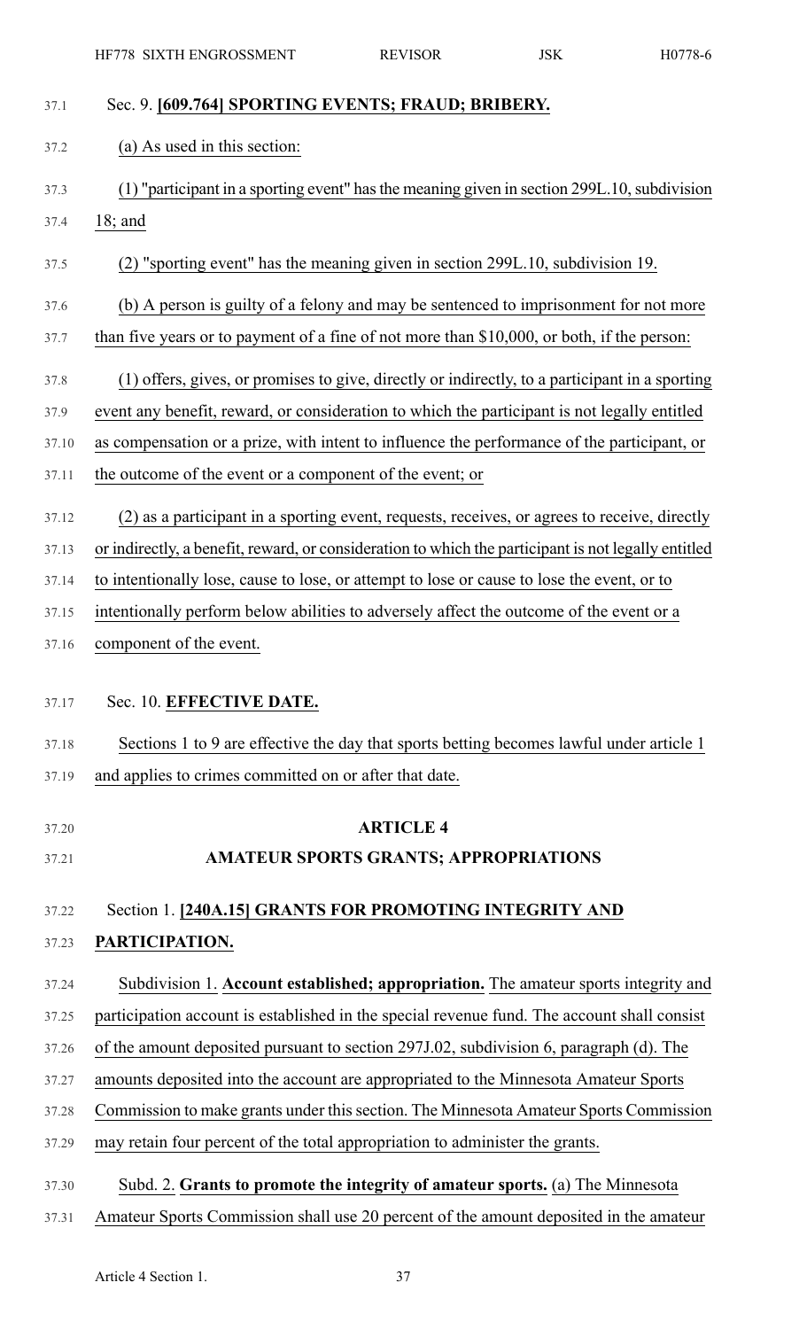Sec. 9. **[609.764] SPORTING EVENTS; FRAUD; BRIBERY.**

(a) As used in this section:

(1) "participant in a sporting event" has the meaning given in section 299L.10, subdivision 18; and

(2) "sporting event" has the meaning given in section 299L.10, subdivision 19.

(b) A person is guilty of a felony and may be sentenced to imprisonment for not more than five years or to payment of a fine of not more than $10,000, or both, if the person:

(1) offers, gives, or promises to give, directly or indirectly, to a participant in a sporting event any benefit, reward, or consideration to which the participant is not legally entitled as compensation or a prize, with intent to influence the performance of the participant, or the outcome of the event or a component of the event; or

(2) as a participant in a sporting event, requests, receives, or agrees to receive, directly or indirectly, a benefit, reward, or consideration to which the participant is not legally entitled to intentionally lose, cause to lose, or attempt to lose or cause to lose the event, or to intentionally perform below abilities to adversely affect the outcome of the event or a component of the event.

Sec. 10. **EFFECTIVE DATE.**

Sections 1 to 9 are effective the day that sports betting becomes lawful under article 1 and applies to crimes committed on or after that date.

## ARTICLE 4

## AMATEUR SPORTS GRANTS; APPROPRIATIONS

Section 1. **[240A.15] GRANTS FOR PROMOTING INTEGRITY AND PARTICIPATION.**

Subdivision 1. **Account established; appropriation.** The amateur sports integrity and participation account is established in the special revenue fund. The account shall consist of the amount deposited pursuant to section 297J.02, subdivision 6, paragraph (d). The amounts deposited into the account are appropriated to the Minnesota Amateur Sports Commission to make grants under this section. The Minnesota Amateur Sports Commission may retain four percent of the total appropriation to administer the grants.

Subd. 2. **Grants to promote the integrity of amateur sports.** (a) The Minnesota Amateur Sports Commission shall use 20 percent of the amount deposited in the amateur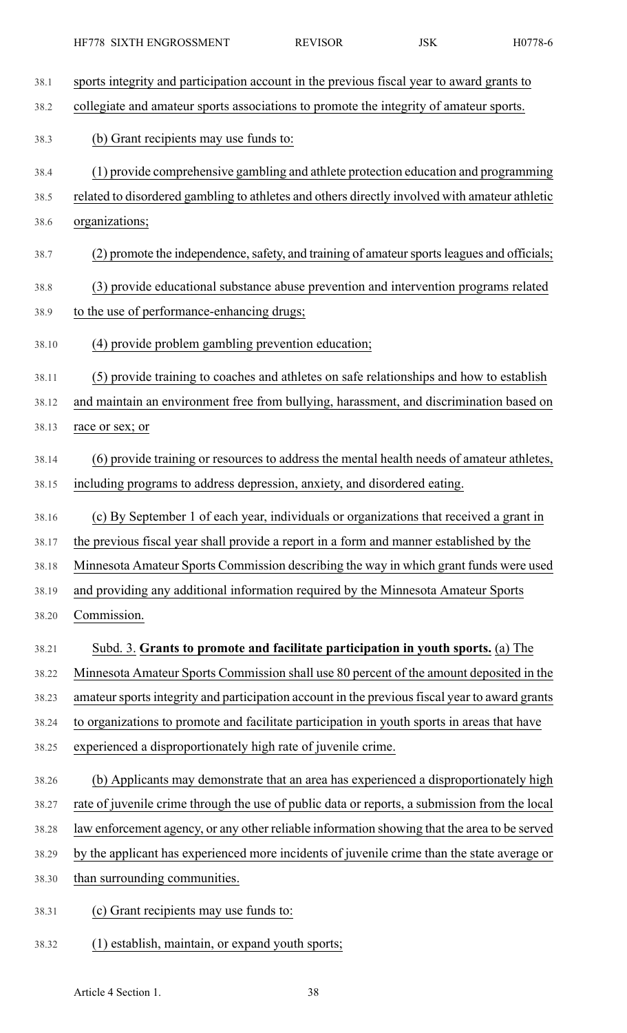sports integrity and participation account in the previous fiscal year to award grants to collegiate and amateur sports associations to promote the integrity of amateur sports.

(b) Grant recipients may use funds to:

(1) provide comprehensive gambling and athlete protection education and programming related to disordered gambling to athletes and others directly involved with amateur athletic organizations;

(2) promote the independence, safety, and training of amateur sports leagues and officials;

(3) provide educational substance abuse prevention and intervention programs related to the use of performance-enhancing drugs;

(4) provide problem gambling prevention education;

(5) provide training to coaches and athletes on safe relationships and how to establish and maintain an environment free from bullying, harassment, and discrimination based on race or sex; or

(6) provide training or resources to address the mental health needs of amateur athletes, including programs to address depression, anxiety, and disordered eating.

(c) By September 1 of each year, individuals or organizations that received a grant in the previous fiscal year shall provide a report in a form and manner established by the Minnesota Amateur Sports Commission describing the way in which grant funds were used and providing any additional information required by the Minnesota Amateur Sports Commission.

Subd. 3. **Grants to promote and facilitate participation in youth sports.** (a) The Minnesota Amateur Sports Commission shall use 80 percent of the amount deposited in the amateur sports integrity and participation account in the previous fiscal year to award grants to organizations to promote and facilitate participation in youth sports in areas that have experienced a disproportionately high rate of juvenile crime.

(b) Applicants may demonstrate that an area has experienced a disproportionately high rate of juvenile crime through the use of public data or reports, a submission from the local law enforcement agency, or any other reliable information showing that the area to be served by the applicant has experienced more incidents of juvenile crime than the state average or than surrounding communities.

(c) Grant recipients may use funds to:

(1) establish, maintain, or expand youth sports;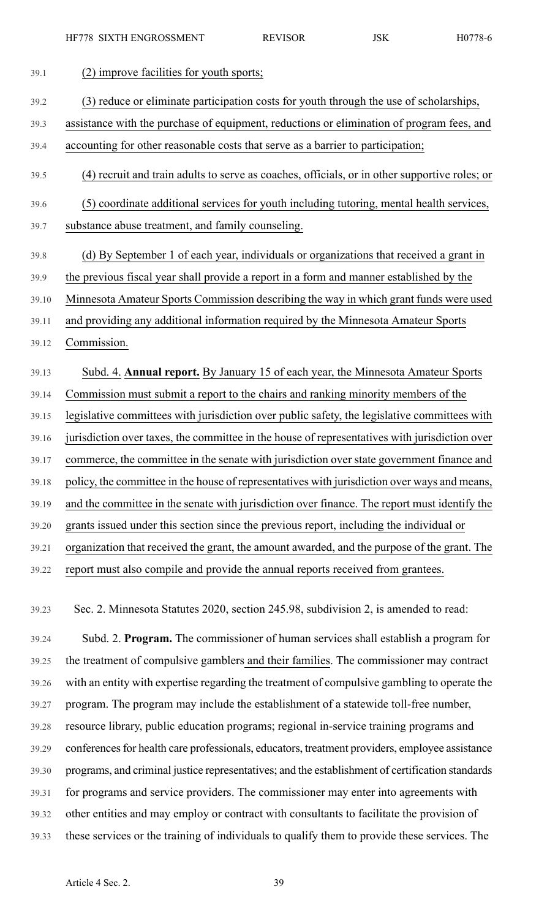(2) improve facilities for youth sports;

(3) reduce or eliminate participation costs for youth through the use of scholarships, assistance with the purchase of equipment, reductions or elimination of program fees, and accounting for other reasonable costs that serve as a barrier to participation;

(4) recruit and train adults to serve as coaches, officials, or in other supportive roles; or

(5) coordinate additional services for youth including tutoring, mental health services, substance abuse treatment, and family counseling.

(d) By September 1 of each year, individuals or organizations that received a grant in the previous fiscal year shall provide a report in a form and manner established by the Minnesota Amateur Sports Commission describing the way in which grant funds were used and providing any additional information required by the Minnesota Amateur Sports Commission.

Subd. 4. **Annual report.** By January 15 of each year, the Minnesota Amateur Sports Commission must submit a report to the chairs and ranking minority members of the legislative committees with jurisdiction over public safety, the legislative committees with jurisdiction over taxes, the committee in the house of representatives with jurisdiction over commerce, the committee in the senate with jurisdiction over state government finance and policy, the committee in the house of representatives with jurisdiction over ways and means, and the committee in the senate with jurisdiction over finance. The report must identify the grants issued under this section since the previous report, including the individual or organization that received the grant, the amount awarded, and the purpose of the grant. The report must also compile and provide the annual reports received from grantees.

Sec. 2. Minnesota Statutes 2020, section 245.98, subdivision 2, is amended to read:

Subd. 2. **Program.** The commissioner of human services shall establish a program for the treatment of compulsive gamblers and their families. The commissioner may contract with an entity with expertise regarding the treatment of compulsive gambling to operate the program. The program may include the establishment of a statewide toll-free number, resource library, public education programs; regional in-service training programs and conferences for health care professionals, educators, treatment providers, employee assistance programs, and criminal justice representatives; and the establishment of certification standards for programs and service providers. The commissioner may enter into agreements with other entities and may employ or contract with consultants to facilitate the provision of these services or the training of individuals to qualify them to provide these services. The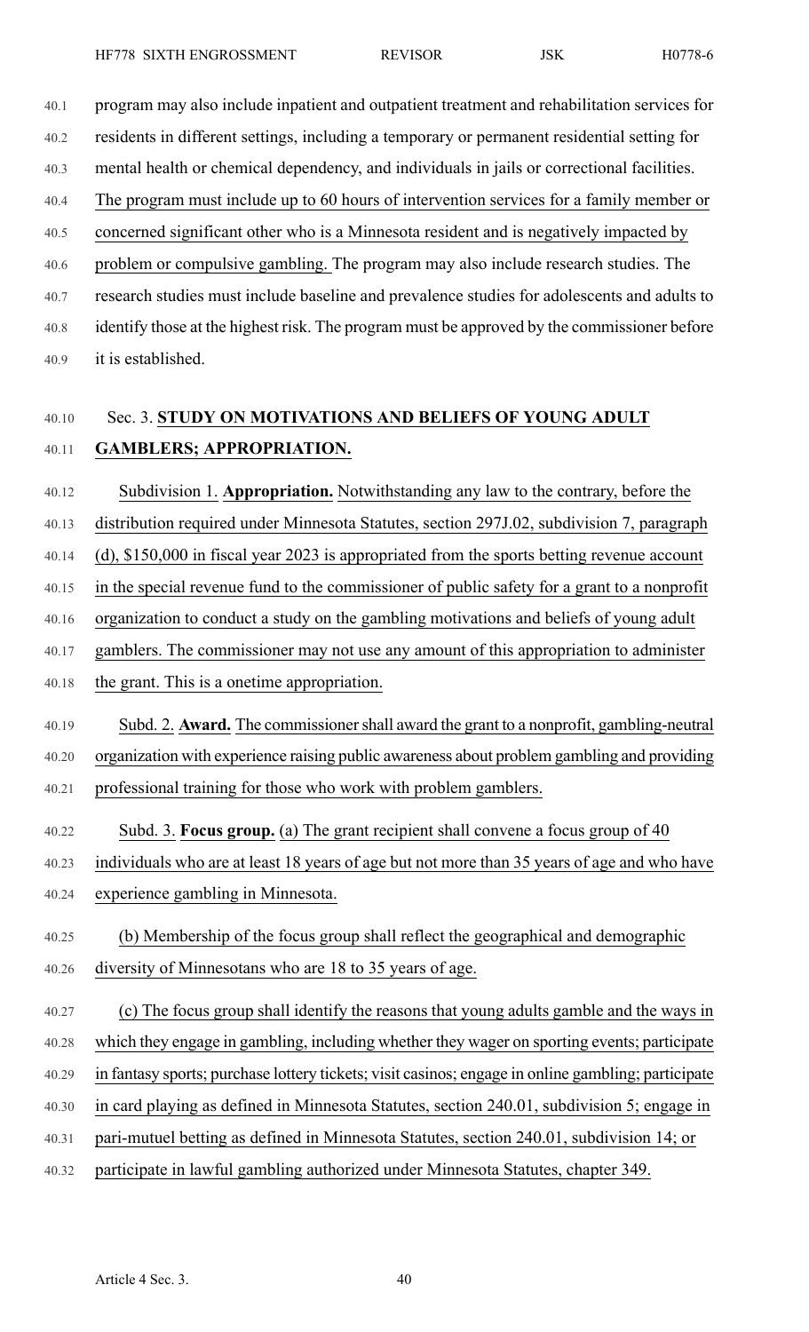program may also include inpatient and outpatient treatment and rehabilitation services for residents in different settings, including a temporary or permanent residential setting for mental health or chemical dependency, and individuals in jails or correctional facilities. The program must include up to 60 hours of intervention services for a family member or concerned significant other who is a Minnesota resident and is negatively impacted by problem or compulsive gambling. The program may also include research studies. The research studies must include baseline and prevalence studies for adolescents and adults to identify those at the highest risk. The program must be approved by the commissioner before it is established.

Sec. 3. **STUDY ON MOTIVATIONS AND BELIEFS OF YOUNG ADULT GAMBLERS; APPROPRIATION.**

Subdivision 1. **Appropriation.** Notwithstanding any law to the contrary, before the distribution required under Minnesota Statutes, section 297J.02, subdivision 7, paragraph (d), $150,000 in fiscal year 2023 is appropriated from the sports betting revenue account in the special revenue fund to the commissioner of public safety for a grant to a nonprofit organization to conduct a study on the gambling motivations and beliefs of young adult gamblers. The commissioner may not use any amount of this appropriation to administer the grant. This is a onetime appropriation.

Subd. 2. **Award.** The commissioner shall award the grant to a nonprofit, gambling-neutral organization with experience raising public awareness about problem gambling and providing professional training for those who work with problem gamblers.

Subd. 3. **Focus group.** (a) The grant recipient shall convene a focus group of 40 individuals who are at least 18 years of age but not more than 35 years of age and who have experience gambling in Minnesota.

(b) Membership of the focus group shall reflect the geographical and demographic diversity of Minnesotans who are 18 to 35 years of age.

(c) The focus group shall identify the reasons that young adults gamble and the ways in which they engage in gambling, including whether they wager on sporting events; participate in fantasy sports; purchase lottery tickets; visit casinos; engage in online gambling; participate in card playing as defined in Minnesota Statutes, section 240.01, subdivision 5; engage in pari-mutuel betting as defined in Minnesota Statutes, section 240.01, subdivision 14; or participate in lawful gambling authorized under Minnesota Statutes, chapter 349.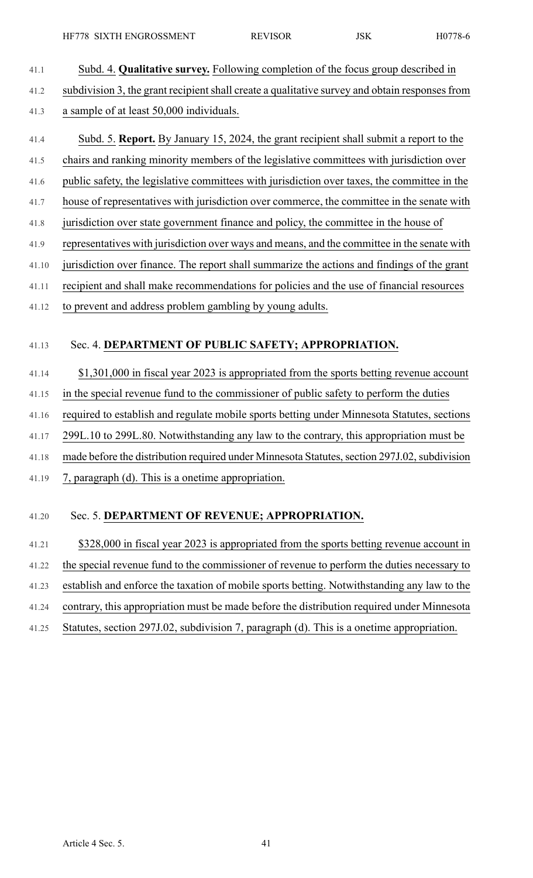Subd. 4. **Qualitative survey.** Following completion of the focus group described in subdivision 3, the grant recipient shall create a qualitative survey and obtain responses from a sample of at least 50,000 individuals.

Subd. 5. **Report.** By January 15, 2024, the grant recipient shall submit a report to the chairs and ranking minority members of the legislative committees with jurisdiction over public safety, the legislative committees with jurisdiction over taxes, the committee in the house of representatives with jurisdiction over commerce, the committee in the senate with jurisdiction over state government finance and policy, the committee in the house of representatives with jurisdiction over ways and means, and the committee in the senate with jurisdiction over finance. The report shall summarize the actions and findings of the grant recipient and shall make recommendations for policies and the use of financial resources to prevent and address problem gambling by young adults.

Sec. 4. **DEPARTMENT OF PUBLIC SAFETY; APPROPRIATION.**

$1,301,000 in fiscal year 2023 is appropriated from the sports betting revenue account in the special revenue fund to the commissioner of public safety to perform the duties required to establish and regulate mobile sports betting under Minnesota Statutes, sections 299L.10 to 299L.80. Notwithstanding any law to the contrary, this appropriation must be made before the distribution required under Minnesota Statutes, section 297J.02, subdivision 7, paragraph (d). This is a onetime appropriation.

Sec. 5. **DEPARTMENT OF REVENUE; APPROPRIATION.**

$328,000 in fiscal year 2023 is appropriated from the sports betting revenue account in the special revenue fund to the commissioner of revenue to perform the duties necessary to establish and enforce the taxation of mobile sports betting. Notwithstanding any law to the contrary, this appropriation must be made before the distribution required under Minnesota Statutes, section 297J.02, subdivision 7, paragraph (d). This is a onetime appropriation.